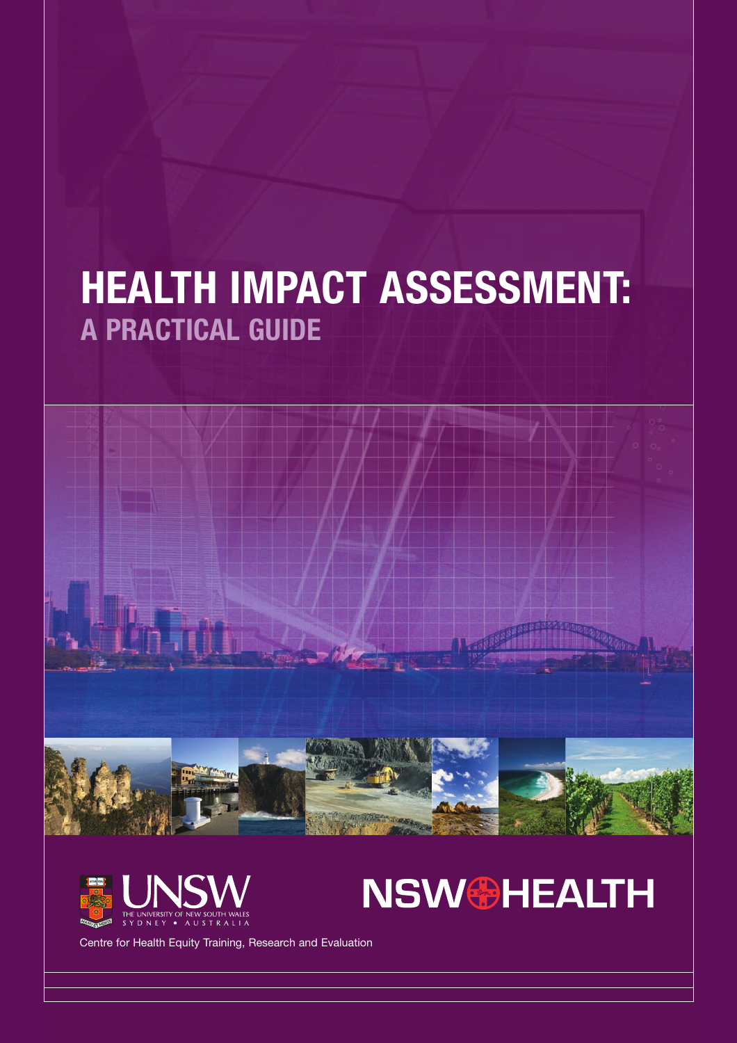# HEALTH IMPACT ASSESSMENT:
## A PRACTICAL GUIDE

UNSW THE UNIVERSITY OF NEW SOUTH WALES SYDNEY • AUSTRALIA

NSW HEALTH

Centre for Health Equity Training, Research and Evaluation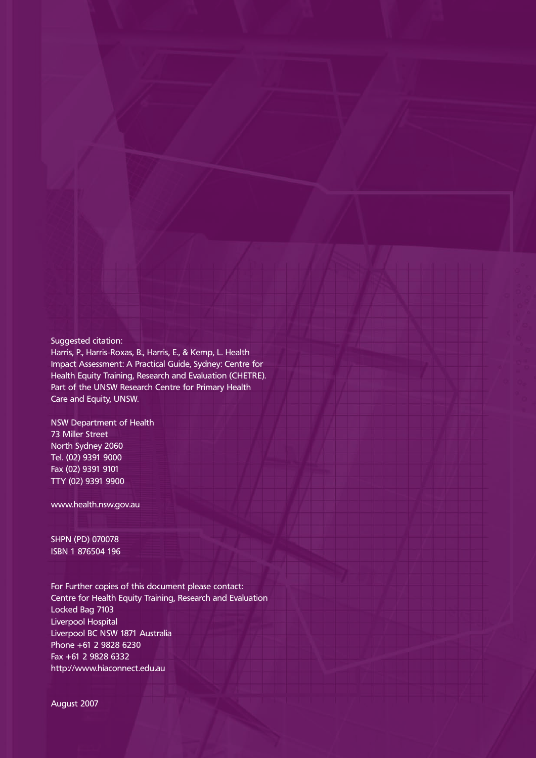Suggested citation:
Harris, P., Harris-Roxas, B., Harris, E., & Kemp, L. Health Impact Assessment: A Practical Guide, Sydney: Centre for Health Equity Training, Research and Evaluation (CHETRE). Part of the UNSW Research Centre for Primary Health Care and Equity, UNSW.

NSW Department of Health
73 Miller Street
North Sydney 2060
Tel. (02) 9391 9000
Fax (02) 9391 9101
TTY (02) 9391 9900

www.health.nsw.gov.au

SHPN (PD) 070078
ISBN 1 876504 196

For Further copies of this document please contact:
Centre for Health Equity Training, Research and Evaluation
Locked Bag 7103
Liverpool Hospital
Liverpool BC NSW 1871 Australia
Phone +61 2 9828 6230
Fax +61 2 9828 6332
http://www.hiaconnect.edu.au

August 2007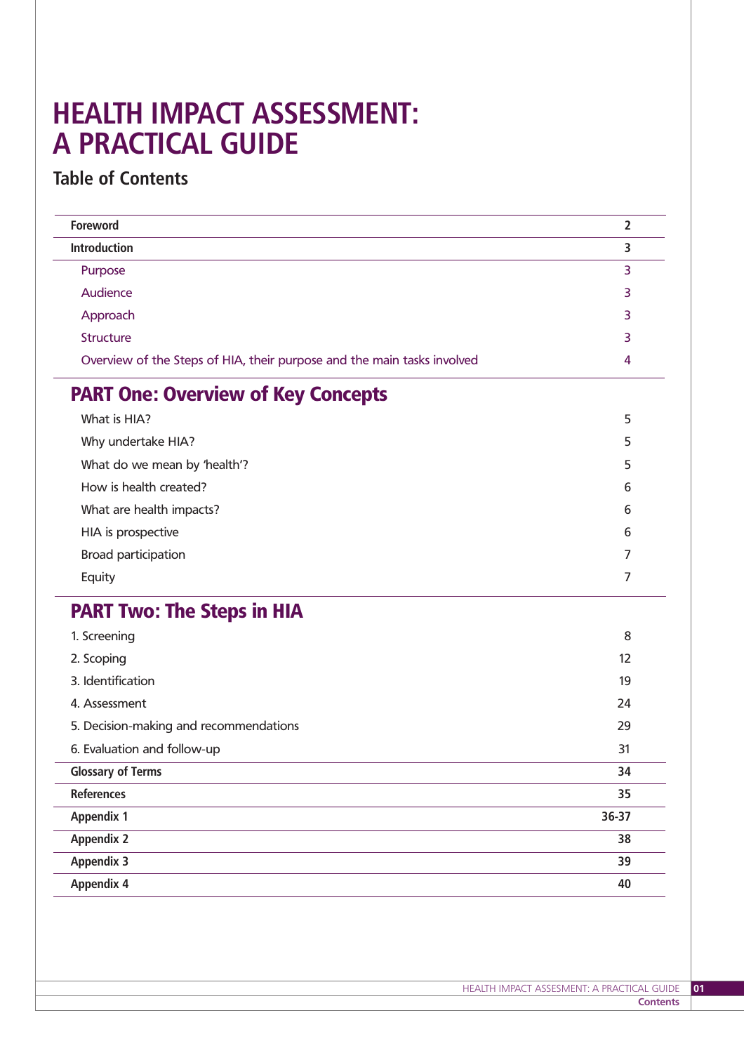# HEALTH IMPACT ASSESSMENT: A PRACTICAL GUIDE

## Table of Contents

| | |
|---|---|
| **Foreword** | **2** |
| **Introduction** | **3** |
| Purpose | 3 |
| Audience | 3 |
| Approach | 3 |
| Structure | 3 |
| Overview of the Steps of HIA, their purpose and the main tasks involved | 4 |
| **PART One: Overview of Key Concepts** | |
| What is HIA? | 5 |
| Why undertake HIA? | 5 |
| What do we mean by 'health'? | 5 |
| How is health created? | 6 |
| What are health impacts? | 6 |
| HIA is prospective | 6 |
| Broad participation | 7 |
| Equity | 7 |
| **PART Two: The Steps in HIA** | |
| 1. Screening | 8 |
| 2. Scoping | 12 |
| 3. Identification | 19 |
| 4. Assessment | 24 |
| 5. Decision-making and recommendations | 29 |
| 6. Evaluation and follow-up | 31 |
| **Glossary of Terms** | **34** |
| **References** | **35** |
| **Appendix 1** | **36-37** |
| **Appendix 2** | **38** |
| **Appendix 3** | **39** |
| **Appendix 4** | **40** |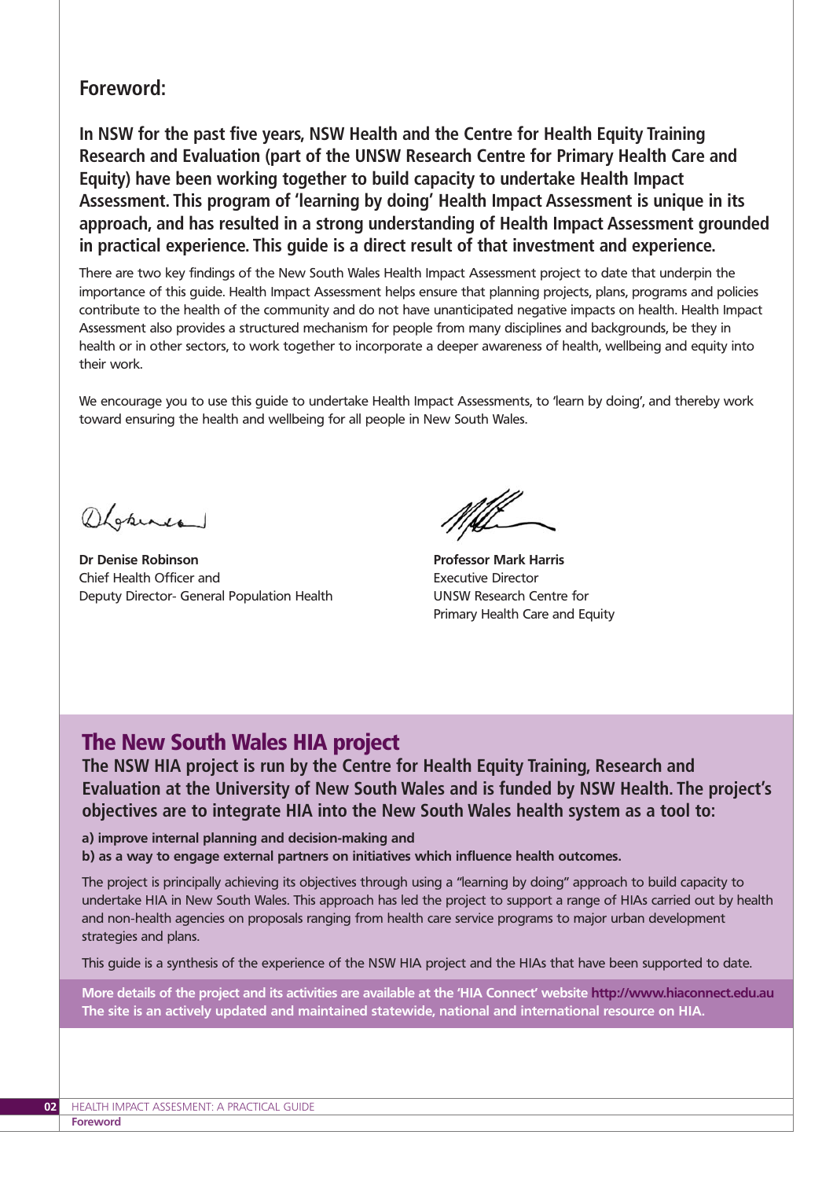## Foreword:

**In NSW for the past five years, NSW Health and the Centre for Health Equity Training Research and Evaluation (part of the UNSW Research Centre for Primary Health Care and Equity) have been working together to build capacity to undertake Health Impact Assessment. This program of 'learning by doing' Health Impact Assessment is unique in its approach, and has resulted in a strong understanding of Health Impact Assessment grounded in practical experience. This guide is a direct result of that investment and experience.**

There are two key findings of the New South Wales Health Impact Assessment project to date that underpin the importance of this guide. Health Impact Assessment helps ensure that planning projects, plans, programs and policies contribute to the health of the community and do not have unanticipated negative impacts on health. Health Impact Assessment also provides a structured mechanism for people from many disciplines and backgrounds, be they in health or in other sectors, to work together to incorporate a deeper awareness of health, wellbeing and equity into their work.

We encourage you to use this guide to undertake Health Impact Assessments, to 'learn by doing', and thereby work toward ensuring the health and wellbeing for all people in New South Wales.

**Dr Denise Robinson**
Chief Health Officer and
Deputy Director- General Population Health

**Professor Mark Harris**
Executive Director
UNSW Research Centre for
Primary Health Care and Equity

## The New South Wales HIA project

**The NSW HIA project is run by the Centre for Health Equity Training, Research and Evaluation at the University of New South Wales and is funded by NSW Health. The project's objectives are to integrate HIA into the New South Wales health system as a tool to:**

**a) improve internal planning and decision-making and**
**b) as a way to engage external partners on initiatives which influence health outcomes.**

The project is principally achieving its objectives through using a "learning by doing" approach to build capacity to undertake HIA in New South Wales. This approach has led the project to support a range of HIAs carried out by health and non-health agencies on proposals ranging from health care service programs to major urban development strategies and plans.

This guide is a synthesis of the experience of the NSW HIA project and the HIAs that have been supported to date.

**More details of the project and its activities are available at the 'HIA Connect' website http://www.hiaconnect.edu.au The site is an actively updated and maintained statewide, national and international resource on HIA.**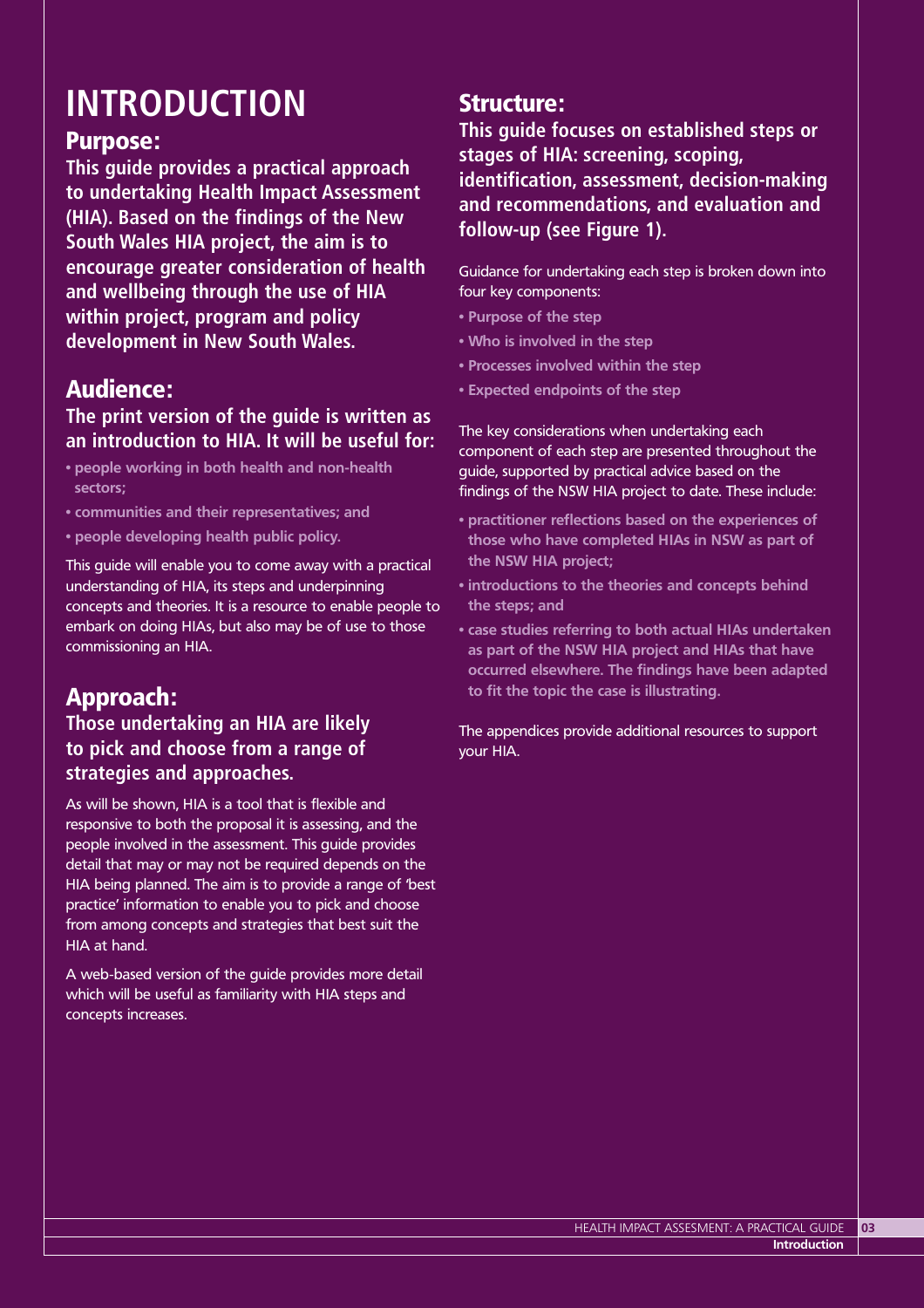# INTRODUCTION

## Purpose:

**This guide provides a practical approach to undertaking Health Impact Assessment (HIA). Based on the findings of the New South Wales HIA project, the aim is to encourage greater consideration of health and wellbeing through the use of HIA within project, program and policy development in New South Wales.**

## Audience:

**The print version of the guide is written as an introduction to HIA. It will be useful for:**

- **people working in both health and non-health sectors;**
- **communities and their representatives; and**
- **people developing health public policy.**

This guide will enable you to come away with a practical understanding of HIA, its steps and underpinning concepts and theories. It is a resource to enable people to embark on doing HIAs, but also may be of use to those commissioning an HIA.

## Approach:

**Those undertaking an HIA are likely to pick and choose from a range of strategies and approaches.**

As will be shown, HIA is a tool that is flexible and responsive to both the proposal it is assessing, and the people involved in the assessment. This guide provides detail that may or may not be required depends on the HIA being planned. The aim is to provide a range of 'best practice' information to enable you to pick and choose from among concepts and strategies that best suit the HIA at hand.

A web-based version of the guide provides more detail which will be useful as familiarity with HIA steps and concepts increases.

## Structure:

**This guide focuses on established steps or stages of HIA: screening, scoping, identification, assessment, decision-making and recommendations, and evaluation and follow-up (see Figure 1).**

Guidance for undertaking each step is broken down into four key components:

- **Purpose of the step**
- **Who is involved in the step**
- **Processes involved within the step**
- **Expected endpoints of the step**

The key considerations when undertaking each component of each step are presented throughout the guide, supported by practical advice based on the findings of the NSW HIA project to date. These include:

- **practitioner reflections based on the experiences of those who have completed HIAs in NSW as part of the NSW HIA project;**
- **introductions to the theories and concepts behind the steps; and**
- **case studies referring to both actual HIAs undertaken as part of the NSW HIA project and HIAs that have occurred elsewhere. The findings have been adapted to fit the topic the case is illustrating.**

The appendices provide additional resources to support your HIA.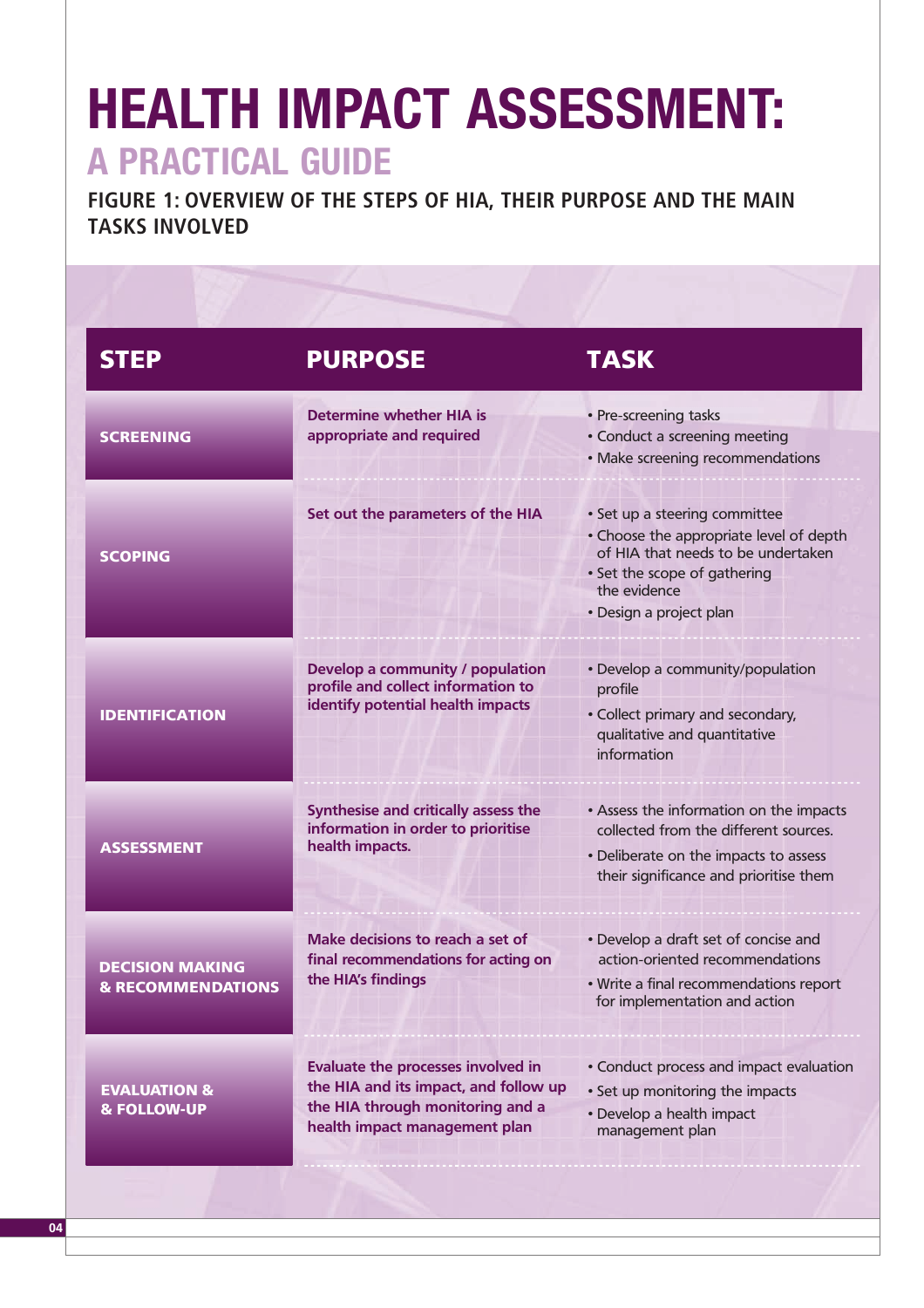# HEALTH IMPACT ASSESSMENT:

## A PRACTICAL GUIDE

### FIGURE 1: OVERVIEW OF THE STEPS OF HIA, THEIR PURPOSE AND THE MAIN TASKS INVOLVED

| STEP | PURPOSE | TASK |
|---|---|---|
| SCREENING | Determine whether HIA is appropriate and required | • Pre-screening tasks<br>• Conduct a screening meeting<br>• Make screening recommendations |
| SCOPING | Set out the parameters of the HIA | • Set up a steering committee<br>• Choose the appropriate level of depth of HIA that needs to be undertaken<br>• Set the scope of gathering the evidence<br>• Design a project plan |
| IDENTIFICATION | Develop a community / population profile and collect information to identify potential health impacts | • Develop a community/population profile<br>• Collect primary and secondary, qualitative and quantitative information |
| ASSESSMENT | Synthesise and critically assess the information in order to prioritise health impacts. | • Assess the information on the impacts collected from the different sources.<br>• Deliberate on the impacts to assess their significance and prioritise them |
| DECISION MAKING & RECOMMENDATIONS | Make decisions to reach a set of final recommendations for acting on the HIA's findings | • Develop a draft set of concise and action-oriented recommendations<br>• Write a final recommendations report for implementation and action |
| EVALUATION & & FOLLOW-UP | Evaluate the processes involved in the HIA and its impact, and follow up the HIA through monitoring and a health impact management plan | • Conduct process and impact evaluation<br>• Set up monitoring the impacts<br>• Develop a health impact management plan |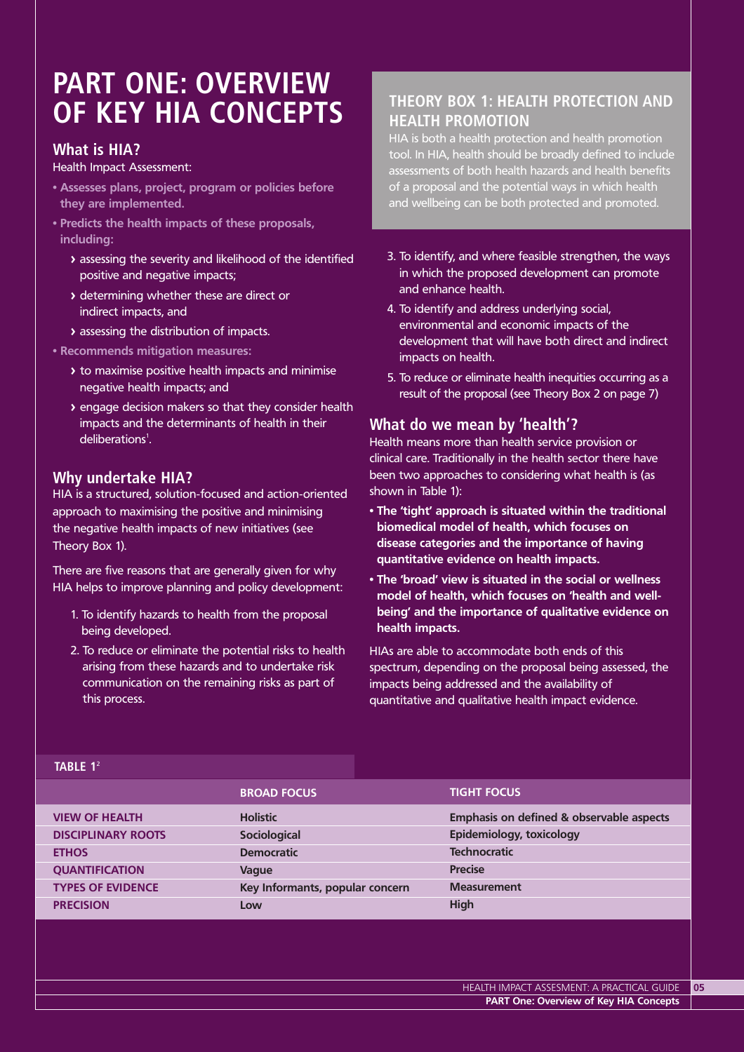# PART ONE: OVERVIEW OF KEY HIA CONCEPTS

## What is HIA?

Health Impact Assessment:

- **Assesses plans, project, program or policies before they are implemented.**
- **Predicts the health impacts of these proposals, including:**
  - assessing the severity and likelihood of the identified positive and negative impacts;
  - determining whether these are direct or indirect impacts, and
  - assessing the distribution of impacts.
- **Recommends mitigation measures:**
  - to maximise positive health impacts and minimise negative health impacts; and
  - engage decision makers so that they consider health impacts and the determinants of health in their deliberations[1].

## Why undertake HIA?

HIA is a structured, solution-focused and action-oriented approach to maximising the positive and minimising the negative health impacts of new initiatives (see Theory Box 1).

There are five reasons that are generally given for why HIA helps to improve planning and policy development:

1. To identify hazards to health from the proposal being developed.
2. To reduce or eliminate the potential risks to health arising from these hazards and to undertake risk communication on the remaining risks as part of this process.
3. To identify, and where feasible strengthen, the ways in which the proposed development can promote and enhance health.
4. To identify and address underlying social, environmental and economic impacts of the development that will have both direct and indirect impacts on health.
5. To reduce or eliminate health inequities occurring as a result of the proposal (see Theory Box 2 on page 7)

### THEORY BOX 1: HEALTH PROTECTION AND HEALTH PROMOTION

HIA is both a health protection and health promotion tool. In HIA, health should be broadly defined to include assessments of both health hazards and health benefits of a proposal and the potential ways in which health and wellbeing can be both protected and promoted.

## What do we mean by 'health'?

Health means more than health service provision or clinical care. Traditionally in the health sector there have been two approaches to considering what health is (as shown in Table 1):

- **The 'tight' approach is situated within the traditional biomedical model of health, which focuses on disease categories and the importance of having quantitative evidence on health impacts.**
- **The 'broad' view is situated in the social or wellness model of health, which focuses on 'health and well-being' and the importance of qualitative evidence on health impacts.**

HIAs are able to accommodate both ends of this spectrum, depending on the proposal being assessed, the impacts being addressed and the availability of quantitative and qualitative health impact evidence.

**TABLE 1**[2]

| | BROAD FOCUS | TIGHT FOCUS |
|---|---|---|
| VIEW OF HEALTH | Holistic | Emphasis on defined & observable aspects |
| DISCIPLINARY ROOTS | Sociological | Epidemiology, toxicology |
| ETHOS | Democratic | Technocratic |
| QUANTIFICATION | Vague | Precise |
| TYPES OF EVIDENCE | Key Informants, popular concern | Measurement |
| PRECISION | Low | High |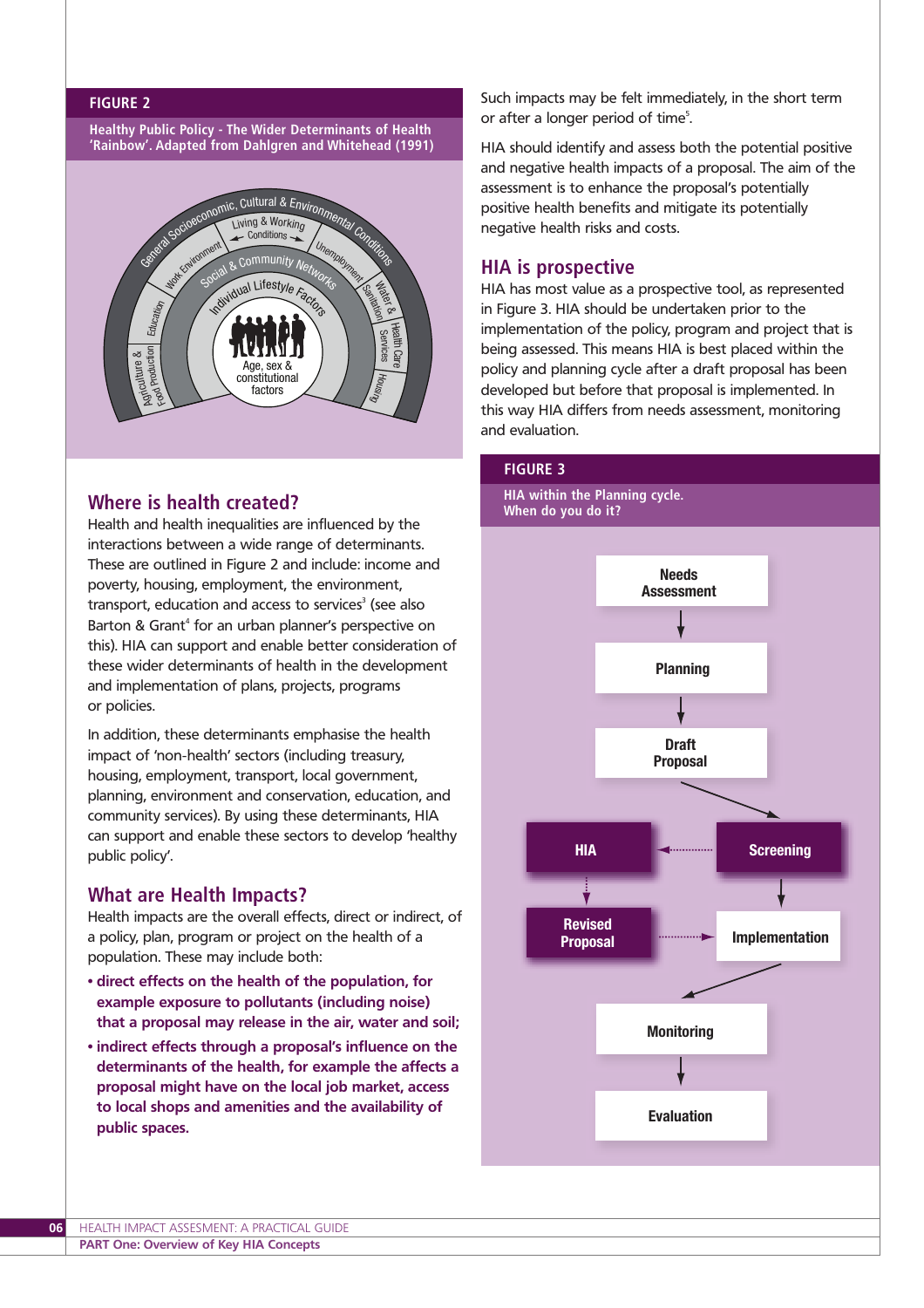**FIGURE 2**

**Healthy Public Policy - The Wider Determinants of Health 'Rainbow'. Adapted from Dahlgren and Whitehead (1991)**

General Socioeconomic, Cultural & Environmental Conditions

Living & Working Conditions

Agriculture & Food Production

Education

Work Environment

Unemployment

Water & Sanitation

Health Care Services

Housing

Social & Community Networks

Individual Lifestyle Factors

Age, sex & constitutional factors

## Where is health created?

Health and health inequalities are influenced by the interactions between a wide range of determinants. These are outlined in Figure 2 and include: income and poverty, housing, employment, the environment, transport, education and access to services[3] (see also Barton & Grant[4] for an urban planner's perspective on this). HIA can support and enable better consideration of these wider determinants of health in the development and implementation of plans, projects, programs or policies.

In addition, these determinants emphasise the health impact of 'non-health' sectors (including treasury, housing, employment, transport, local government, planning, environment and conservation, education, and community services). By using these determinants, HIA can support and enable these sectors to develop 'healthy public policy'.

## What are Health Impacts?

Health impacts are the overall effects, direct or indirect, of a policy, plan, program or project on the health of a population. These may include both:

- **direct effects on the health of the population, for example exposure to pollutants (including noise) that a proposal may release in the air, water and soil;**
- **indirect effects through a proposal's influence on the determinants of the health, for example the affects a proposal might have on the local job market, access to local shops and amenities and the availability of public spaces.**

Such impacts may be felt immediately, in the short term or after a longer period of time[5].

HIA should identify and assess both the potential positive and negative health impacts of a proposal. The aim of the assessment is to enhance the proposal's potentially positive health benefits and mitigate its potentially negative health risks and costs.

## HIA is prospective

HIA has most value as a prospective tool, as represented in Figure 3. HIA should be undertaken prior to the implementation of the policy, program and project that is being assessed. This means HIA is best placed within the policy and planning cycle after a draft proposal has been developed but before that proposal is implemented. In this way HIA differs from needs assessment, monitoring and evaluation.

**FIGURE 3**

**HIA within the Planning cycle. When do you do it?**

Needs Assessment → Planning → Draft Proposal → Screening → HIA → Revised Proposal → Implementation → Monitoring → Evaluation

(Screening → Implementation; Screening ⇢ HIA ⇢ Revised Proposal ⇢ Implementation)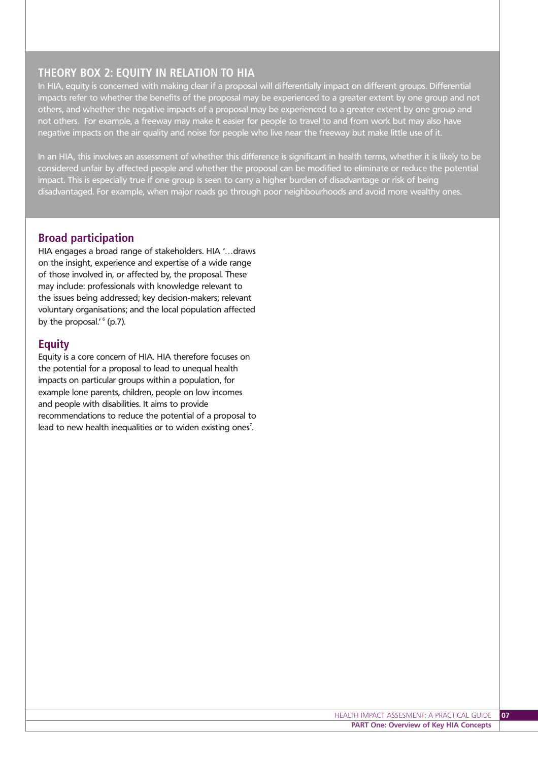## THEORY BOX 2: EQUITY IN RELATION TO HIA

In HIA, equity is concerned with making clear if a proposal will differentially impact on different groups. Differential impacts refer to whether the benefits of the proposal may be experienced to a greater extent by one group and not others, and whether the negative impacts of a proposal may be experienced to a greater extent by one group and not others. For example, a freeway may make it easier for people to travel to and from work but may also have negative impacts on the air quality and noise for people who live near the freeway but make little use of it.

In an HIA, this involves an assessment of whether this difference is significant in health terms, whether it is likely to be considered unfair by affected people and whether the proposal can be modified to eliminate or reduce the potential impact. This is especially true if one group is seen to carry a higher burden of disadvantage or risk of being disadvantaged. For example, when major roads go through poor neighbourhoods and avoid more wealthy ones.

### Broad participation

HIA engages a broad range of stakeholders. HIA '…draws on the insight, experience and expertise of a wide range of those involved in, or affected by, the proposal. These may include: professionals with knowledge relevant to the issues being addressed; key decision-makers; relevant voluntary organisations; and the local population affected by the proposal.' [6] (p.7).

### Equity

Equity is a core concern of HIA. HIA therefore focuses on the potential for a proposal to lead to unequal health impacts on particular groups within a population, for example lone parents, children, people on low incomes and people with disabilities. It aims to provide recommendations to reduce the potential of a proposal to lead to new health inequalities or to widen existing ones[7].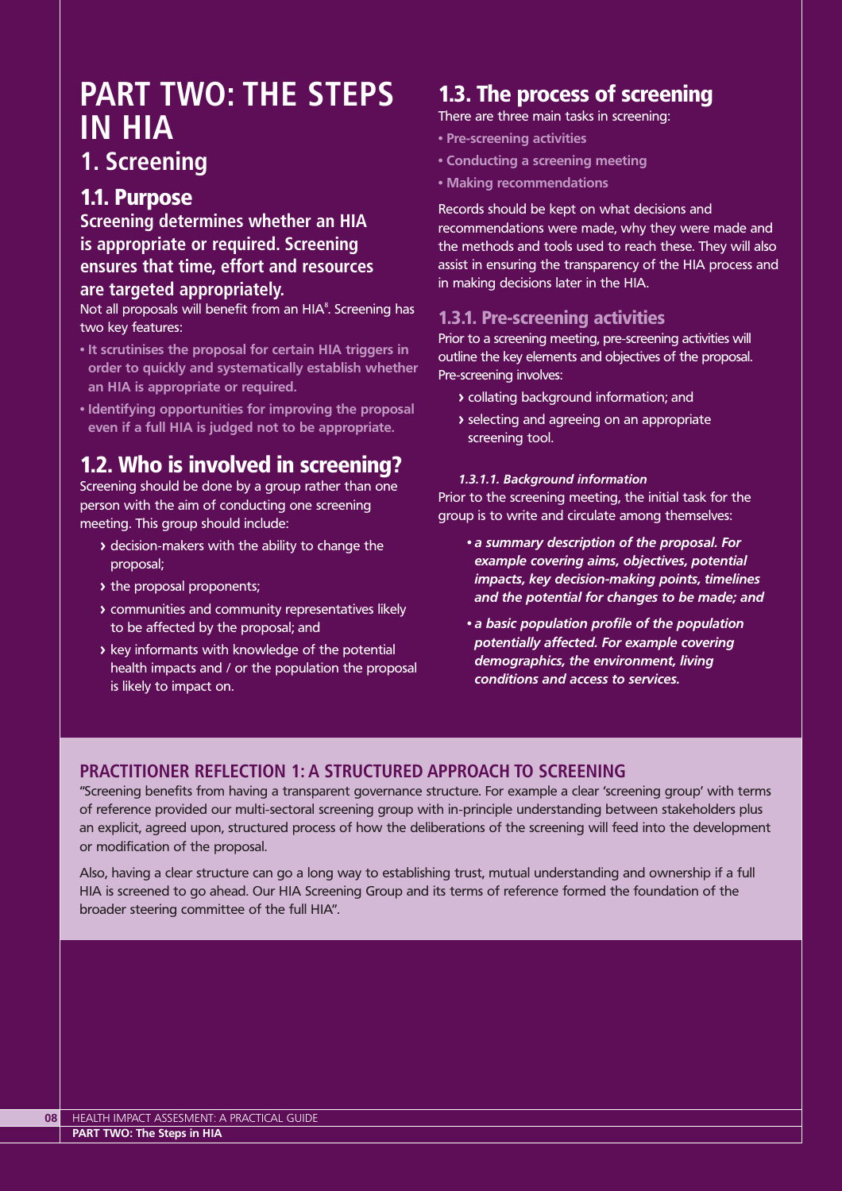# PART TWO: THE STEPS IN HIA

## 1. Screening

### 1.1. Purpose

**Screening determines whether an HIA is appropriate or required. Screening ensures that time, effort and resources are targeted appropriately.**

Not all proposals will benefit from an HIA[8]. Screening has two key features:

- **It scrutinises the proposal for certain HIA triggers in order to quickly and systematically establish whether an HIA is appropriate or required.**
- **Identifying opportunities for improving the proposal even if a full HIA is judged not to be appropriate.**

### 1.2. Who is involved in screening?

Screening should be done by a group rather than one person with the aim of conducting one screening meeting. This group should include:

- decision-makers with the ability to change the proposal;
- the proposal proponents;
- communities and community representatives likely to be affected by the proposal; and
- key informants with knowledge of the potential health impacts and / or the population the proposal is likely to impact on.

### 1.3. The process of screening

There are three main tasks in screening:

- **Pre-screening activities**
- **Conducting a screening meeting**
- **Making recommendations**

Records should be kept on what decisions and recommendations were made, why they were made and the methods and tools used to reach these. They will also assist in ensuring the transparency of the HIA process and in making decisions later in the HIA.

#### 1.3.1. Pre-screening activities

Prior to a screening meeting, pre-screening activities will outline the key elements and objectives of the proposal. Pre-screening involves:

- collating background information; and
- selecting and agreeing on an appropriate screening tool.

##### *1.3.1.1. Background information*

Prior to the screening meeting, the initial task for the group is to write and circulate among themselves:

- ***a summary description of the proposal. For example covering aims, objectives, potential impacts, key decision-making points, timelines and the potential for changes to be made; and***
- ***a basic population profile of the population potentially affected. For example covering demographics, the environment, living conditions and access to services.***

### PRACTITIONER REFLECTION 1: A STRUCTURED APPROACH TO SCREENING

"Screening benefits from having a transparent governance structure. For example a clear 'screening group' with terms of reference provided our multi-sectoral screening group with in-principle understanding between stakeholders plus an explicit, agreed upon, structured process of how the deliberations of the screening will feed into the development or modification of the proposal.

Also, having a clear structure can go a long way to establishing trust, mutual understanding and ownership if a full HIA is screened to go ahead. Our HIA Screening Group and its terms of reference formed the foundation of the broader steering committee of the full HIA".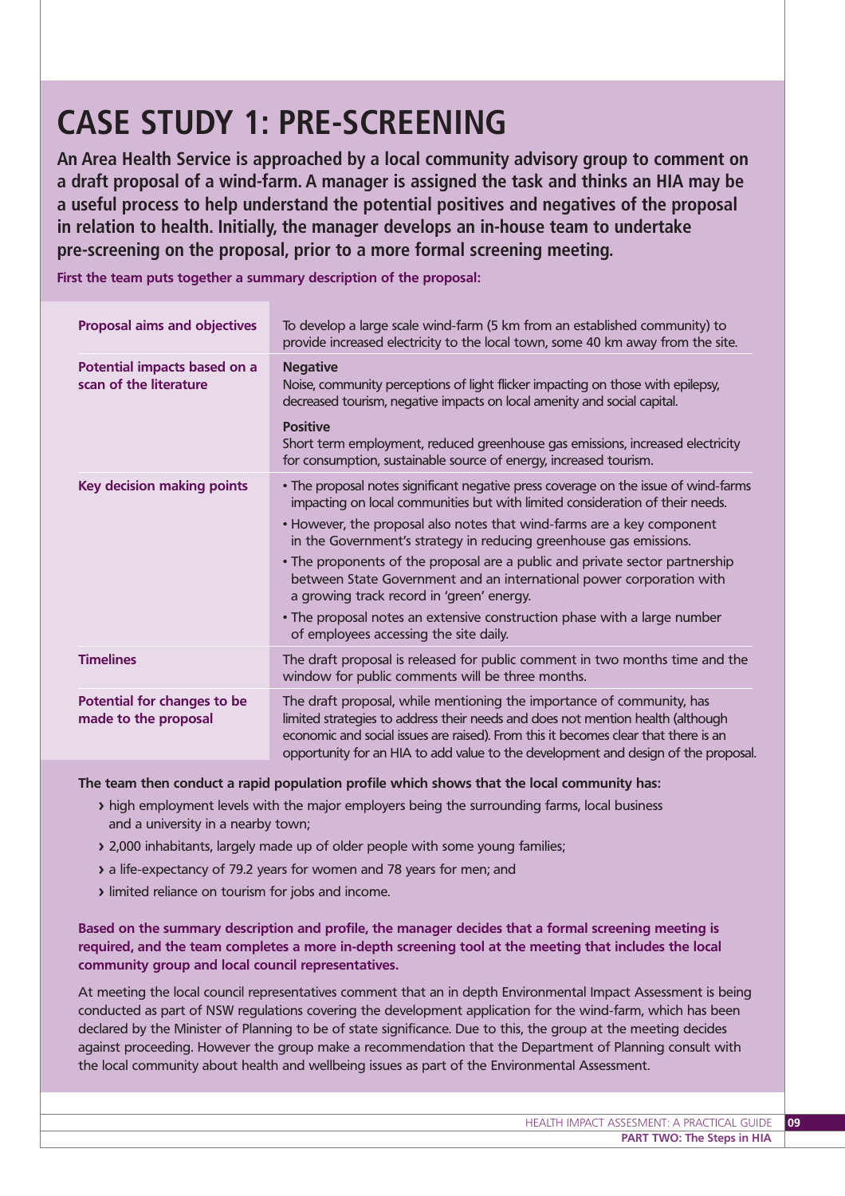# CASE STUDY 1: PRE-SCREENING

**An Area Health Service is approached by a local community advisory group to comment on a draft proposal of a wind-farm. A manager is assigned the task and thinks an HIA may be a useful process to help understand the potential positives and negatives of the proposal in relation to health. Initially, the manager develops an in-house team to undertake pre-screening on the proposal, prior to a more formal screening meeting.**

**First the team puts together a summary description of the proposal:**

| | |
|---|---|
| **Proposal aims and objectives** | To develop a large scale wind-farm (5 km from an established community) to provide increased electricity to the local town, some 40 km away from the site. |
| **Potential impacts based on a scan of the literature** | **Negative**<br>Noise, community perceptions of light flicker impacting on those with epilepsy, decreased tourism, negative impacts on local amenity and social capital.<br><br>**Positive**<br>Short term employment, reduced greenhouse gas emissions, increased electricity for consumption, sustainable source of energy, increased tourism. |
| **Key decision making points** | • The proposal notes significant negative press coverage on the issue of wind-farms impacting on local communities but with limited consideration of their needs.<br>• However, the proposal also notes that wind-farms are a key component in the Government's strategy in reducing greenhouse gas emissions.<br>• The proponents of the proposal are a public and private sector partnership between State Government and an international power corporation with a growing track record in 'green' energy.<br>• The proposal notes an extensive construction phase with a large number of employees accessing the site daily. |
| **Timelines** | The draft proposal is released for public comment in two months time and the window for public comments will be three months. |
| **Potential for changes to be made to the proposal** | The draft proposal, while mentioning the importance of community, has limited strategies to address their needs and does not mention health (although economic and social issues are raised). From this it becomes clear that there is an opportunity for an HIA to add value to the development and design of the proposal. |

**The team then conduct a rapid population profile which shows that the local community has:**

- high employment levels with the major employers being the surrounding farms, local business and a university in a nearby town;
- 2,000 inhabitants, largely made up of older people with some young families;
- a life-expectancy of 79.2 years for women and 78 years for men; and
- limited reliance on tourism for jobs and income.

**Based on the summary description and profile, the manager decides that a formal screening meeting is required, and the team completes a more in-depth screening tool at the meeting that includes the local community group and local council representatives.**

At meeting the local council representatives comment that an in depth Environmental Impact Assessment is being conducted as part of NSW regulations covering the development application for the wind-farm, which has been declared by the Minister of Planning to be of state significance. Due to this, the group at the meeting decides against proceeding. However the group make a recommendation that the Department of Planning consult with the local community about health and wellbeing issues as part of the Environmental Assessment.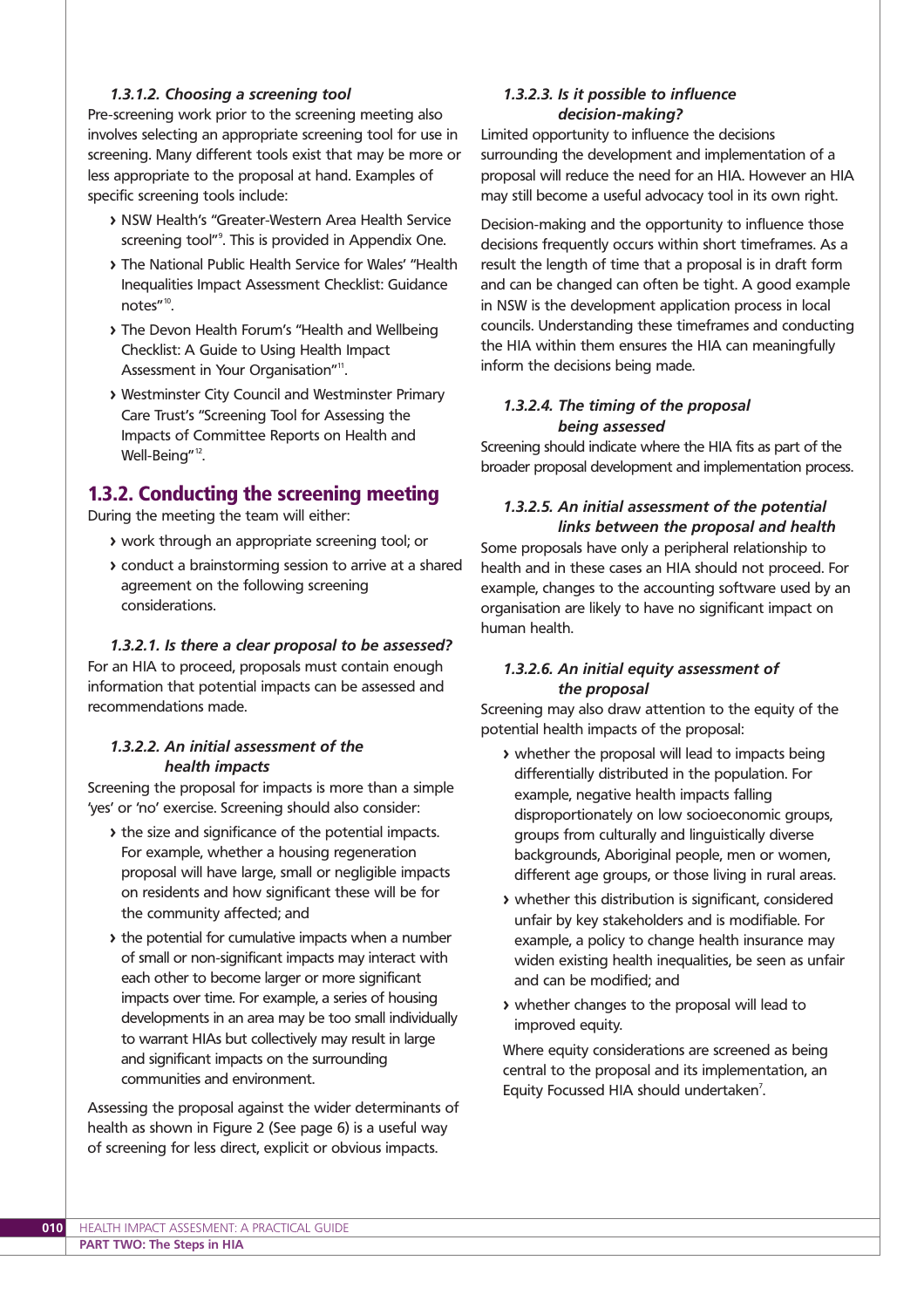#### *1.3.1.2. Choosing a screening tool*

Pre-screening work prior to the screening meeting also involves selecting an appropriate screening tool for use in screening. Many different tools exist that may be more or less appropriate to the proposal at hand. Examples of specific screening tools include:

- NSW Health's "Greater-Western Area Health Service screening tool"[9]. This is provided in Appendix One.
- The National Public Health Service for Wales' "Health Inequalities Impact Assessment Checklist: Guidance notes"[10].
- The Devon Health Forum's "Health and Wellbeing Checklist: A Guide to Using Health Impact Assessment in Your Organisation"[11].
- Westminster City Council and Westminster Primary Care Trust's "Screening Tool for Assessing the Impacts of Committee Reports on Health and Well-Being"[12].

## 1.3.2. Conducting the screening meeting

During the meeting the team will either:

- work through an appropriate screening tool; or
- conduct a brainstorming session to arrive at a shared agreement on the following screening considerations.

#### *1.3.2.1. Is there a clear proposal to be assessed?*

For an HIA to proceed, proposals must contain enough information that potential impacts can be assessed and recommendations made.

#### *1.3.2.2. An initial assessment of the health impacts*

Screening the proposal for impacts is more than a simple 'yes' or 'no' exercise. Screening should also consider:

- the size and significance of the potential impacts. For example, whether a housing regeneration proposal will have large, small or negligible impacts on residents and how significant these will be for the community affected; and
- the potential for cumulative impacts when a number of small or non-significant impacts may interact with each other to become larger or more significant impacts over time. For example, a series of housing developments in an area may be too small individually to warrant HIAs but collectively may result in large and significant impacts on the surrounding communities and environment.

Assessing the proposal against the wider determinants of health as shown in Figure 2 (See page 6) is a useful way of screening for less direct, explicit or obvious impacts.

#### *1.3.2.3. Is it possible to influence decision-making?*

Limited opportunity to influence the decisions surrounding the development and implementation of a proposal will reduce the need for an HIA. However an HIA may still become a useful advocacy tool in its own right.

Decision-making and the opportunity to influence those decisions frequently occurs within short timeframes. As a result the length of time that a proposal is in draft form and can be changed can often be tight. A good example in NSW is the development application process in local councils. Understanding these timeframes and conducting the HIA within them ensures the HIA can meaningfully inform the decisions being made.

#### *1.3.2.4. The timing of the proposal being assessed*

Screening should indicate where the HIA fits as part of the broader proposal development and implementation process.

#### *1.3.2.5. An initial assessment of the potential links between the proposal and health*

Some proposals have only a peripheral relationship to health and in these cases an HIA should not proceed. For example, changes to the accounting software used by an organisation are likely to have no significant impact on human health.

#### *1.3.2.6. An initial equity assessment of the proposal*

Screening may also draw attention to the equity of the potential health impacts of the proposal:

- whether the proposal will lead to impacts being differentially distributed in the population. For example, negative health impacts falling disproportionately on low socioeconomic groups, groups from culturally and linguistically diverse backgrounds, Aboriginal people, men or women, different age groups, or those living in rural areas.
- whether this distribution is significant, considered unfair by key stakeholders and is modifiable. For example, a policy to change health insurance may widen existing health inequalities, be seen as unfair and can be modified; and
- whether changes to the proposal will lead to improved equity.

Where equity considerations are screened as being central to the proposal and its implementation, an Equity Focussed HIA should undertaken[7].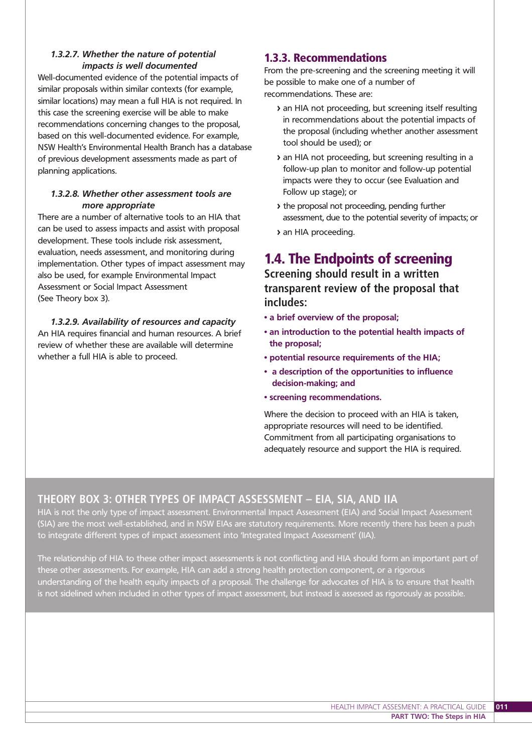#### 1.3.2.7. Whether the nature of potential impacts is well documented

Well-documented evidence of the potential impacts of similar proposals within similar contexts (for example, similar locations) may mean a full HIA is not required. In this case the screening exercise will be able to make recommendations concerning changes to the proposal, based on this well-documented evidence. For example, NSW Health's Environmental Health Branch has a database of previous development assessments made as part of planning applications.

#### 1.3.2.8. Whether other assessment tools are more appropriate

There are a number of alternative tools to an HIA that can be used to assess impacts and assist with proposal development. These tools include risk assessment, evaluation, needs assessment, and monitoring during implementation. Other types of impact assessment may also be used, for example Environmental Impact Assessment or Social Impact Assessment (See Theory box 3).

#### 1.3.2.9. Availability of resources and capacity

An HIA requires financial and human resources. A brief review of whether these are available will determine whether a full HIA is able to proceed.

### 1.3.3. Recommendations

From the pre-screening and the screening meeting it will be possible to make one of a number of recommendations. These are:

- an HIA not proceeding, but screening itself resulting in recommendations about the potential impacts of the proposal (including whether another assessment tool should be used); or
- an HIA not proceeding, but screening resulting in a follow-up plan to monitor and follow-up potential impacts were they to occur (see Evaluation and Follow up stage); or
- the proposal not proceeding, pending further assessment, due to the potential severity of impacts; or
- an HIA proceeding.

## 1.4. The Endpoints of screening

**Screening should result in a written transparent review of the proposal that includes:**

- **a brief overview of the proposal;**
- **an introduction to the potential health impacts of the proposal;**
- **potential resource requirements of the HIA;**
- **a description of the opportunities to influence decision-making; and**
- **screening recommendations.**

Where the decision to proceed with an HIA is taken, appropriate resources will need to be identified. Commitment from all participating organisations to adequately resource and support the HIA is required.

### THEORY BOX 3: OTHER TYPES OF IMPACT ASSESSMENT – EIA, SIA, AND IIA

HIA is not the only type of impact assessment. Environmental Impact Assessment (EIA) and Social Impact Assessment (SIA) are the most well-established, and in NSW EIAs are statutory requirements. More recently there has been a push to integrate different types of impact assessment into 'Integrated Impact Assessment' (IIA).

The relationship of HIA to these other impact assessments is not conflicting and HIA should form an important part of these other assessments. For example, HIA can add a strong health protection component, or a rigorous understanding of the health equity impacts of a proposal. The challenge for advocates of HIA is to ensure that health is not sidelined when included in other types of impact assessment, but instead is assessed as rigorously as possible.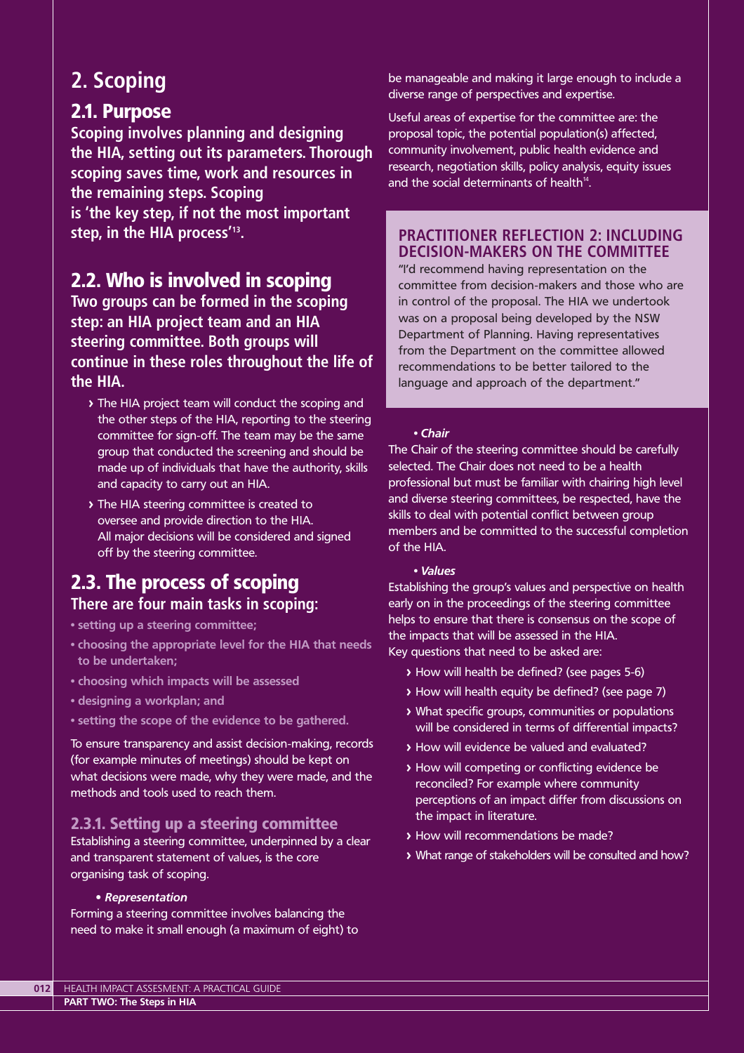# 2. Scoping

## 2.1. Purpose

**Scoping involves planning and designing the HIA, setting out its parameters. Thorough scoping saves time, work and resources in the remaining steps. Scoping is 'the key step, if not the most important step, in the HIA process'[13].**

## 2.2. Who is involved in scoping

**Two groups can be formed in the scoping step: an HIA project team and an HIA steering committee. Both groups will continue in these roles throughout the life of the HIA.**

- The HIA project team will conduct the scoping and the other steps of the HIA, reporting to the steering committee for sign-off. The team may be the same group that conducted the screening and should be made up of individuals that have the authority, skills and capacity to carry out an HIA.
- The HIA steering committee is created to oversee and provide direction to the HIA. All major decisions will be considered and signed off by the steering committee.

## 2.3. The process of scoping

**There are four main tasks in scoping:**

- **setting up a steering committee;**
- **choosing the appropriate level for the HIA that needs to be undertaken;**
- **choosing which impacts will be assessed**
- **designing a workplan; and**
- **setting the scope of the evidence to be gathered.**

To ensure transparency and assist decision-making, records (for example minutes of meetings) should be kept on what decisions were made, why they were made, and the methods and tools used to reach them.

### 2.3.1. Setting up a steering committee

Establishing a steering committee, underpinned by a clear and transparent statement of values, is the core organising task of scoping.

- ***Representation***

Forming a steering committee involves balancing the need to make it small enough (a maximum of eight) to be manageable and making it large enough to include a diverse range of perspectives and expertise.

Useful areas of expertise for the committee are: the proposal topic, the potential population(s) affected, community involvement, public health evidence and research, negotiation skills, policy analysis, equity issues and the social determinants of health[14].

#### PRACTITIONER REFLECTION 2: INCLUDING DECISION-MAKERS ON THE COMMITTEE

"I'd recommend having representation on the committee from decision-makers and those who are in control of the proposal. The HIA we undertook was on a proposal being developed by the NSW Department of Planning. Having representatives from the Department on the committee allowed recommendations to be better tailored to the language and approach of the department."

- ***Chair***

The Chair of the steering committee should be carefully selected. The Chair does not need to be a health professional but must be familiar with chairing high level and diverse steering committees, be respected, have the skills to deal with potential conflict between group members and be committed to the successful completion of the HIA.

- ***Values***

Establishing the group's values and perspective on health early on in the proceedings of the steering committee helps to ensure that there is consensus on the scope of the impacts that will be assessed in the HIA. Key questions that need to be asked are:

- How will health be defined? (see pages 5-6)
- How will health equity be defined? (see page 7)
- What specific groups, communities or populations will be considered in terms of differential impacts?
- How will evidence be valued and evaluated?
- How will competing or conflicting evidence be reconciled? For example where community perceptions of an impact differ from discussions on the impact in literature.
- How will recommendations be made?
- What range of stakeholders will be consulted and how?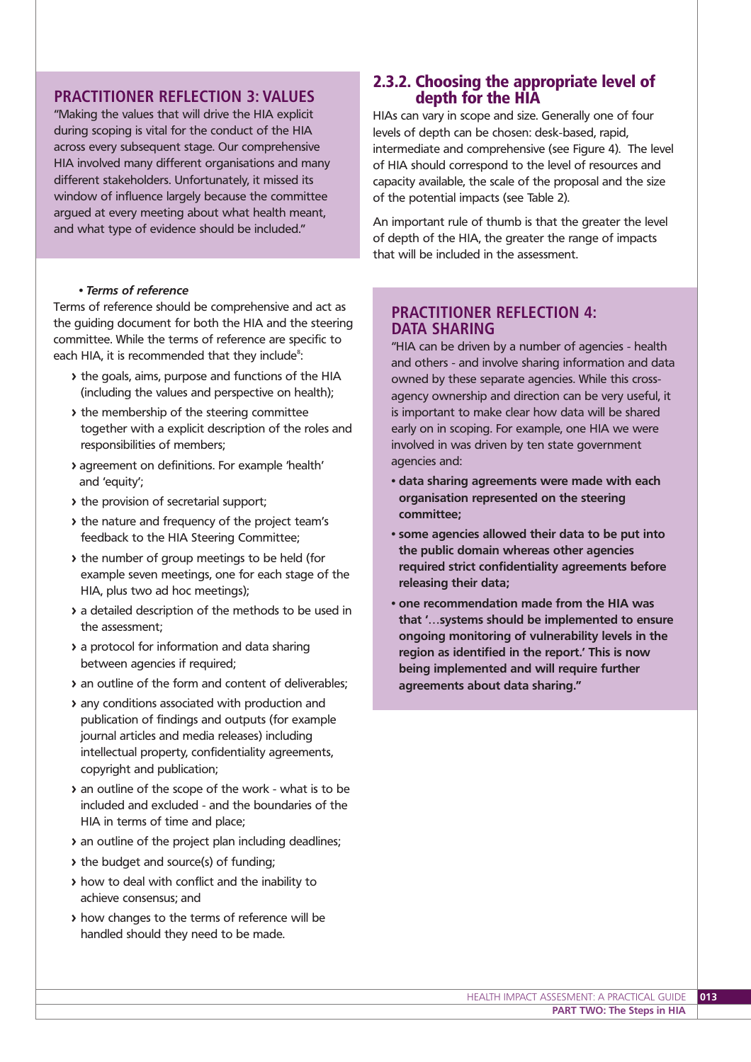## PRACTITIONER REFLECTION 3: VALUES

"Making the values that will drive the HIA explicit during scoping is vital for the conduct of the HIA across every subsequent stage. Our comprehensive HIA involved many different organisations and many different stakeholders. Unfortunately, it missed its window of influence largely because the committee argued at every meeting about what health meant, and what type of evidence should be included."

- ***Terms of reference***

Terms of reference should be comprehensive and act as the guiding document for both the HIA and the steering committee. While the terms of reference are specific to each HIA, it is recommended that they include[8]:

- the goals, aims, purpose and functions of the HIA (including the values and perspective on health);
- the membership of the steering committee together with a explicit description of the roles and responsibilities of members;
- agreement on definitions. For example 'health' and 'equity';
- the provision of secretarial support;
- the nature and frequency of the project team's feedback to the HIA Steering Committee;
- the number of group meetings to be held (for example seven meetings, one for each stage of the HIA, plus two ad hoc meetings);
- a detailed description of the methods to be used in the assessment;
- a protocol for information and data sharing between agencies if required;
- an outline of the form and content of deliverables;
- any conditions associated with production and publication of findings and outputs (for example journal articles and media releases) including intellectual property, confidentiality agreements, copyright and publication;
- an outline of the scope of the work - what is to be included and excluded - and the boundaries of the HIA in terms of time and place;
- an outline of the project plan including deadlines;
- the budget and source(s) of funding;
- how to deal with conflict and the inability to achieve consensus; and
- how changes to the terms of reference will be handled should they need to be made.

### 2.3.2. Choosing the appropriate level of depth for the HIA

HIAs can vary in scope and size. Generally one of four levels of depth can be chosen: desk-based, rapid, intermediate and comprehensive (see Figure 4). The level of HIA should correspond to the level of resources and capacity available, the scale of the proposal and the size of the potential impacts (see Table 2).

An important rule of thumb is that the greater the level of depth of the HIA, the greater the range of impacts that will be included in the assessment.

## PRACTITIONER REFLECTION 4: DATA SHARING

"HIA can be driven by a number of agencies - health and others - and involve sharing information and data owned by these separate agencies. While this cross-agency ownership and direction can be very useful, it is important to make clear how data will be shared early on in scoping. For example, one HIA we were involved in was driven by ten state government agencies and:

- **data sharing agreements were made with each organisation represented on the steering committee;**
- **some agencies allowed their data to be put into the public domain whereas other agencies required strict confidentiality agreements before releasing their data;**
- **one recommendation made from the HIA was that '…systems should be implemented to ensure ongoing monitoring of vulnerability levels in the region as identified in the report.' This is now being implemented and will require further agreements about data sharing."**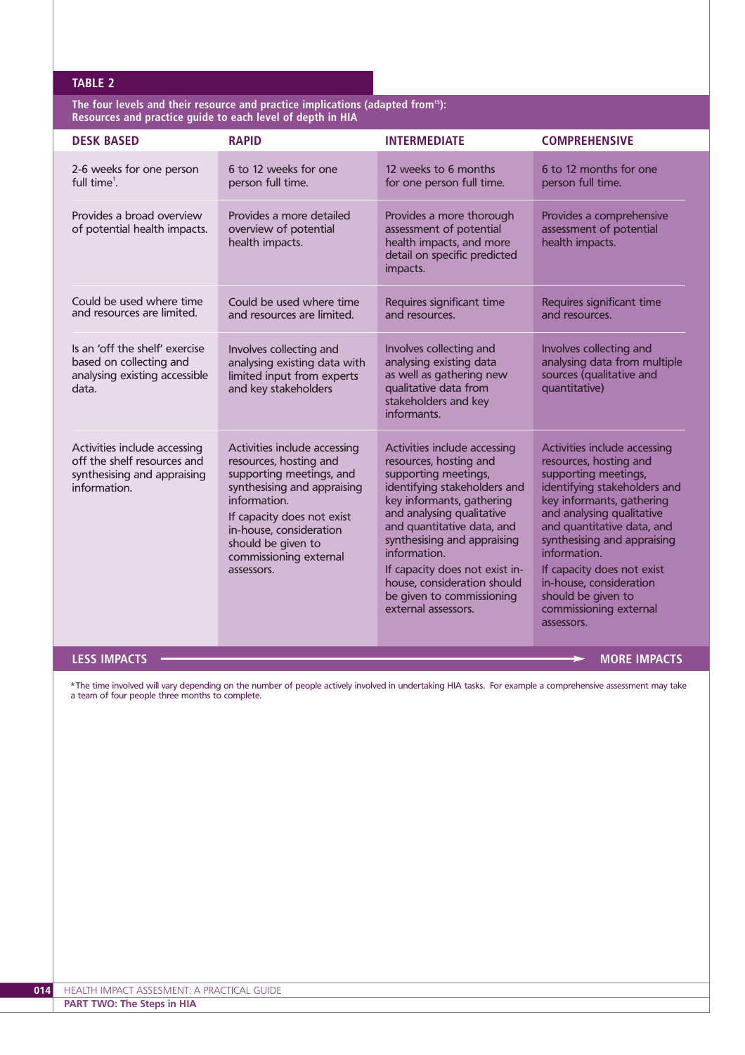**TABLE 2**

**The four levels and their resource and practice implications (adapted from[15]): Resources and practice guide to each level of depth in HIA**

| DESK BASED | RAPID | INTERMEDIATE | COMPREHENSIVE |
|---|---|---|---|
| 2-6 weeks for one person full time[1]. | 6 to 12 weeks for one person full time. | 12 weeks to 6 months for one person full time. | 6 to 12 months for one person full time. |
| Provides a broad overview of potential health impacts. | Provides a more detailed overview of potential health impacts. | Provides a more thorough assessment of potential health impacts, and more detail on specific predicted impacts. | Provides a comprehensive assessment of potential health impacts. |
| Could be used where time and resources are limited. | Could be used where time and resources are limited. | Requires significant time and resources. | Requires significant time and resources. |
| Is an 'off the shelf' exercise based on collecting and analysing existing accessible data. | Involves collecting and analysing existing data with limited input from experts and key stakeholders | Involves collecting and analysing existing data as well as gathering new qualitative data from stakeholders and key informants. | Involves collecting and analysing data from multiple sources (qualitative and quantitative) |
| Activities include accessing off the shelf resources and synthesising and appraising information. | Activities include accessing resources, hosting and supporting meetings, and synthesising and appraising information. If capacity does not exist in-house, consideration should be given to commissioning external assessors. | Activities include accessing resources, hosting and supporting meetings, identifying stakeholders and key informants, gathering and analysing qualitative and quantitative data, and synthesising and appraising information. If capacity does not exist in-house, consideration should be given to commissioning external assessors. | Activities include accessing resources, hosting and supporting meetings, identifying stakeholders and key informants, gathering and analysing qualitative and quantitative data, and synthesising and appraising information. If capacity does not exist in-house, consideration should be given to commissioning external assessors. |

**LESS IMPACTS** ⟶ **MORE IMPACTS**

*The time involved will vary depending on the number of people actively involved in undertaking HIA tasks. For example a comprehensive assessment may take a team of four people three months to complete.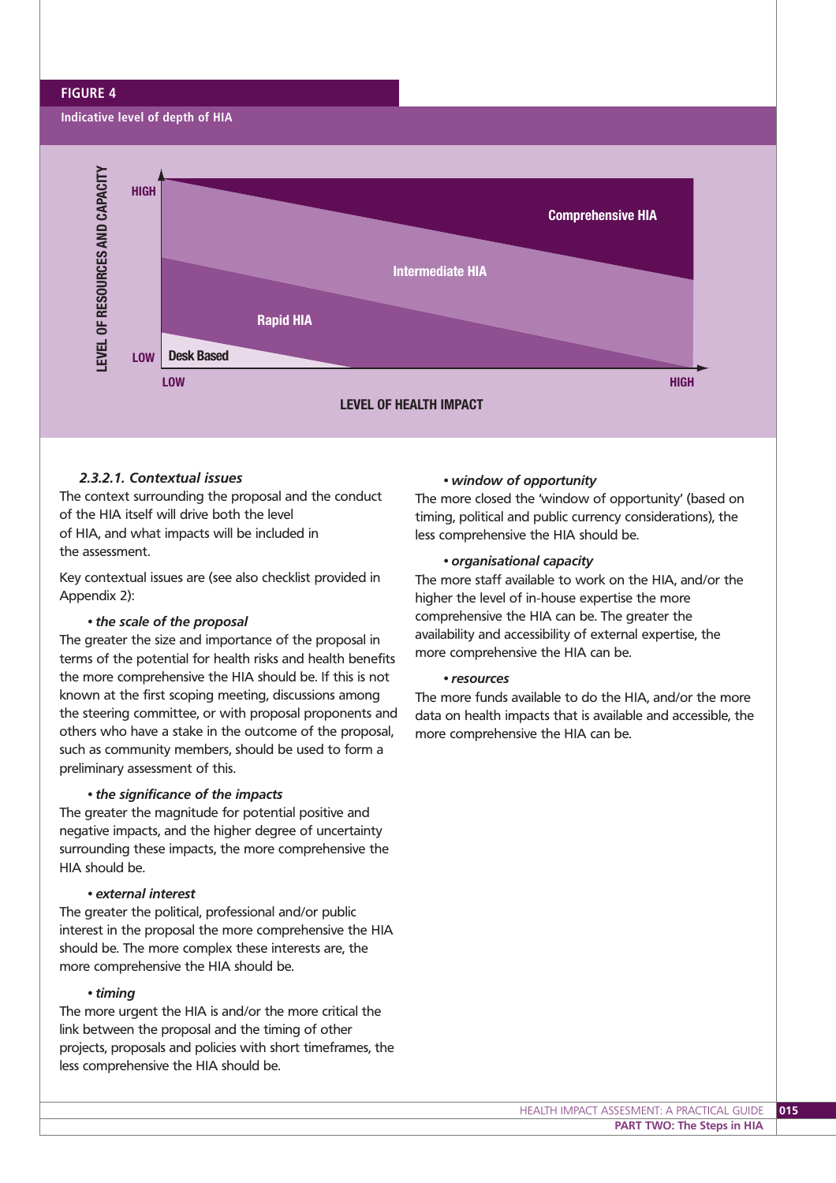**FIGURE 4**

**Indicative level of depth of HIA**

LEVEL OF RESOURCES AND CAPACITY (LOW – HIGH)

LEVEL OF HEALTH IMPACT (LOW – HIGH)

Comprehensive HIA

Intermediate HIA

Rapid HIA

Desk Based

#### *2.3.2.1. Contextual issues*

The context surrounding the proposal and the conduct of the HIA itself will drive both the level of HIA, and what impacts will be included in the assessment.

Key contextual issues are (see also checklist provided in Appendix 2):

***• the scale of the proposal***

The greater the size and importance of the proposal in terms of the potential for health risks and health benefits the more comprehensive the HIA should be. If this is not known at the first scoping meeting, discussions among the steering committee, or with proposal proponents and others who have a stake in the outcome of the proposal, such as community members, should be used to form a preliminary assessment of this.

***• the significance of the impacts***

The greater the magnitude for potential positive and negative impacts, and the higher degree of uncertainty surrounding these impacts, the more comprehensive the HIA should be.

***• external interest***

The greater the political, professional and/or public interest in the proposal the more comprehensive the HIA should be. The more complex these interests are, the more comprehensive the HIA should be.

***• timing***

The more urgent the HIA is and/or the more critical the link between the proposal and the timing of other projects, proposals and policies with short timeframes, the less comprehensive the HIA should be.

***• window of opportunity***

The more closed the 'window of opportunity' (based on timing, political and public currency considerations), the less comprehensive the HIA should be.

***• organisational capacity***

The more staff available to work on the HIA, and/or the higher the level of in-house expertise the more comprehensive the HIA can be. The greater the availability and accessibility of external expertise, the more comprehensive the HIA can be.

***• resources***

The more funds available to do the HIA, and/or the more data on health impacts that is available and accessible, the more comprehensive the HIA can be.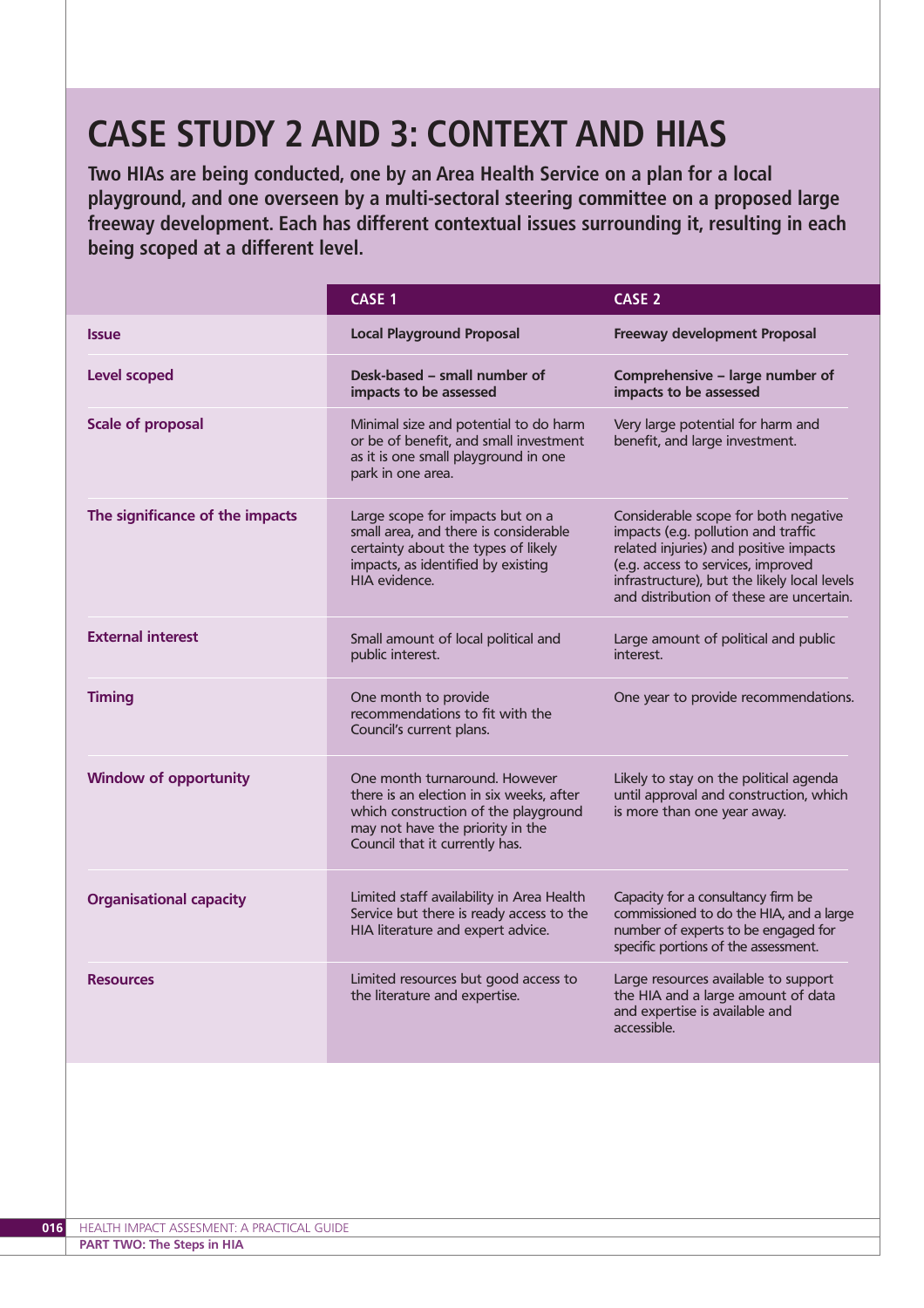# CASE STUDY 2 AND 3: CONTEXT AND HIAS

**Two HIAs are being conducted, one by an Area Health Service on a plan for a local playground, and one overseen by a multi-sectoral steering committee on a proposed large freeway development. Each has different contextual issues surrounding it, resulting in each being scoped at a different level.**

| | CASE 1 | CASE 2 |
|---|---|---|
| **Issue** | **Local Playground Proposal** | **Freeway development Proposal** |
| **Level scoped** | **Desk-based – small number of impacts to be assessed** | **Comprehensive – large number of impacts to be assessed** |
| **Scale of proposal** | Minimal size and potential to do harm or be of benefit, and small investment as it is one small playground in one park in one area. | Very large potential for harm and benefit, and large investment. |
| **The significance of the impacts** | Large scope for impacts but on a small area, and there is considerable certainty about the types of likely impacts, as identified by existing HIA evidence. | Considerable scope for both negative impacts (e.g. pollution and traffic related injuries) and positive impacts (e.g. access to services, improved infrastructure), but the likely local levels and distribution of these are uncertain. |
| **External interest** | Small amount of local political and public interest. | Large amount of political and public interest. |
| **Timing** | One month to provide recommendations to fit with the Council's current plans. | One year to provide recommendations. |
| **Window of opportunity** | One month turnaround. However there is an election in six weeks, after which construction of the playground may not have the priority in the Council that it currently has. | Likely to stay on the political agenda until approval and construction, which is more than one year away. |
| **Organisational capacity** | Limited staff availability in Area Health Service but there is ready access to the HIA literature and expert advice. | Capacity for a consultancy firm be commissioned to do the HIA, and a large number of experts to be engaged for specific portions of the assessment. |
| **Resources** | Limited resources but good access to the literature and expertise. | Large resources available to support the HIA and a large amount of data and expertise is available and accessible. |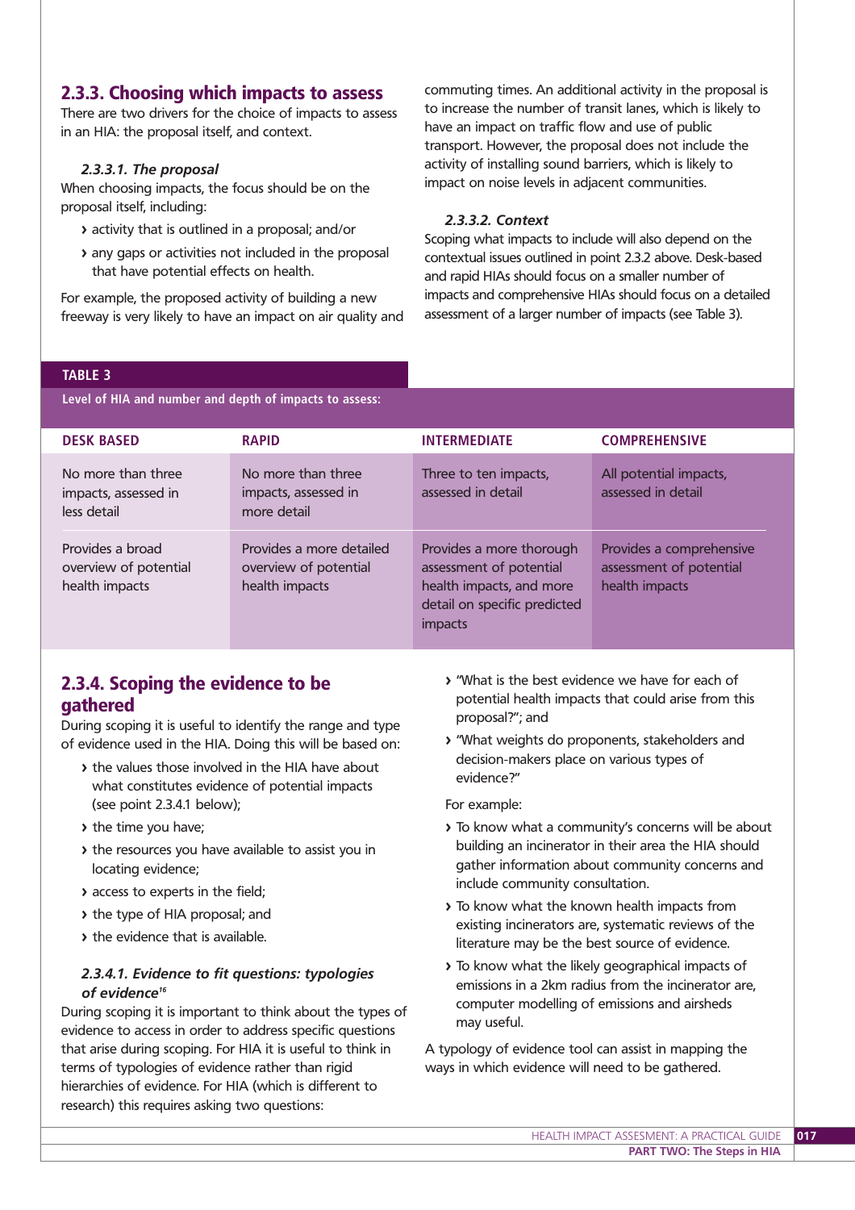## 2.3.3. Choosing which impacts to assess

There are two drivers for the choice of impacts to assess in an HIA: the proposal itself, and context.

#### *2.3.3.1. The proposal*

When choosing impacts, the focus should be on the proposal itself, including:

- activity that is outlined in a proposal; and/or
- any gaps or activities not included in the proposal that have potential effects on health.

For example, the proposed activity of building a new freeway is very likely to have an impact on air quality and commuting times. An additional activity in the proposal is to increase the number of transit lanes, which is likely to have an impact on traffic flow and use of public transport. However, the proposal does not include the activity of installing sound barriers, which is likely to impact on noise levels in adjacent communities.

#### *2.3.3.2. Context*

Scoping what impacts to include will also depend on the contextual issues outlined in point 2.3.2 above. Desk-based and rapid HIAs should focus on a smaller number of impacts and comprehensive HIAs should focus on a detailed assessment of a larger number of impacts (see Table 3).

**TABLE 3**

**Level of HIA and number and depth of impacts to assess:**

| DESK BASED | RAPID | INTERMEDIATE | COMPREHENSIVE |
|---|---|---|---|
| No more than three impacts, assessed in less detail | No more than three impacts, assessed in more detail | Three to ten impacts, assessed in detail | All potential impacts, assessed in detail |
| Provides a broad overview of potential health impacts | Provides a more detailed overview of potential health impacts | Provides a more thorough assessment of potential health impacts, and more detail on specific predicted impacts | Provides a comprehensive assessment of potential health impacts |

## 2.3.4. Scoping the evidence to be gathered

During scoping it is useful to identify the range and type of evidence used in the HIA. Doing this will be based on:

- the values those involved in the HIA have about what constitutes evidence of potential impacts (see point 2.3.4.1 below);
- the time you have;
- the resources you have available to assist you in locating evidence;
- access to experts in the field;
- the type of HIA proposal; and
- the evidence that is available.

#### *2.3.4.1. Evidence to fit questions: typologies of evidence*[16]

During scoping it is important to think about the types of evidence to access in order to address specific questions that arise during scoping. For HIA it is useful to think in terms of typologies of evidence rather than rigid hierarchies of evidence. For HIA (which is different to research) this requires asking two questions:

- "What is the best evidence we have for each of potential health impacts that could arise from this proposal?"; and
- "What weights do proponents, stakeholders and decision-makers place on various types of evidence?"

For example:

- To know what a community's concerns will be about building an incinerator in their area the HIA should gather information about community concerns and include community consultation.
- To know what the known health impacts from existing incinerators are, systematic reviews of the literature may be the best source of evidence.
- To know what the likely geographical impacts of emissions in a 2km radius from the incinerator are, computer modelling of emissions and airsheds may useful.

A typology of evidence tool can assist in mapping the ways in which evidence will need to be gathered.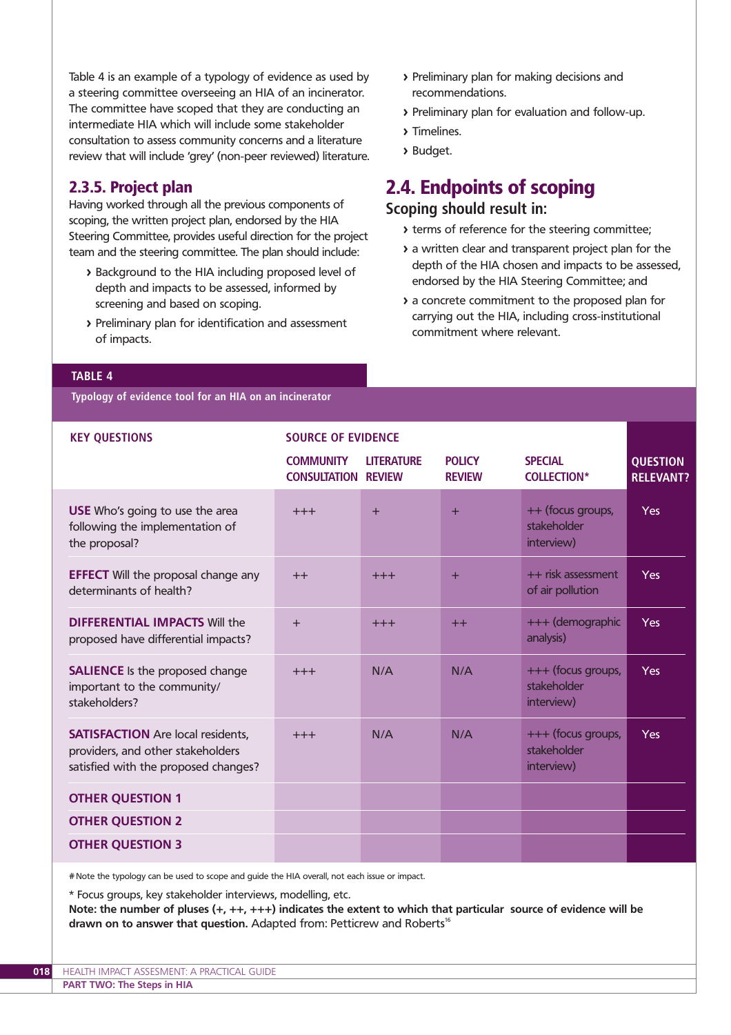Table 4 is an example of a typology of evidence as used by a steering committee overseeing an HIA of an incinerator. The committee have scoped that they are conducting an intermediate HIA which will include some stakeholder consultation to assess community concerns and a literature review that will include 'grey' (non-peer reviewed) literature.

### 2.3.5. Project plan

Having worked through all the previous components of scoping, the written project plan, endorsed by the HIA Steering Committee, provides useful direction for the project team and the steering committee. The plan should include:

- Background to the HIA including proposed level of depth and impacts to be assessed, informed by screening and based on scoping.
- Preliminary plan for identification and assessment of impacts.
- Preliminary plan for making decisions and recommendations.
- Preliminary plan for evaluation and follow-up.
- Timelines.
- Budget.

## 2.4. Endpoints of scoping

**Scoping should result in:**

- terms of reference for the steering committee;
- a written clear and transparent project plan for the depth of the HIA chosen and impacts to be assessed, endorsed by the HIA Steering Committee; and
- a concrete commitment to the proposed plan for carrying out the HIA, including cross-institutional commitment where relevant.

**TABLE 4**

**Typology of evidence tool for an HIA on an incinerator**

| KEY QUESTIONS | SOURCE OF EVIDENCE | | | | QUESTION RELEVANT? |
|---|---|---|---|---|---|
| | COMMUNITY CONSULTATION | LITERATURE REVIEW | POLICY REVIEW | SPECIAL COLLECTION* | |
| **USE** Who's going to use the area following the implementation of the proposal? | +++ | + | + | ++ (focus groups, stakeholder interview) | Yes |
| **EFFECT** Will the proposal change any determinants of health? | ++ | +++ | + | ++ risk assessment of air pollution | Yes |
| **DIFFERENTIAL IMPACTS** Will the proposed have differential impacts? | + | +++ | ++ | +++ (demographic analysis) | Yes |
| **SALIENCE** Is the proposed change important to the community/ stakeholders? | +++ | N/A | N/A | +++ (focus groups, stakeholder interview) | Yes |
| **SATISFACTION** Are local residents, providers, and other stakeholders satisfied with the proposed changes? | +++ | N/A | N/A | +++ (focus groups, stakeholder interview) | Yes |
| **OTHER QUESTION 1** | | | | | |
| **OTHER QUESTION 2** | | | | | |
| **OTHER QUESTION 3** | | | | | |

# Note the typology can be used to scope and guide the HIA overall, not each issue or impact.

* Focus groups, key stakeholder interviews, modelling, etc.

**Note: the number of pluses (+, ++, +++) indicates the extent to which that particular source of evidence will be drawn on to answer that question.** Adapted from: Petticrew and Roberts[16]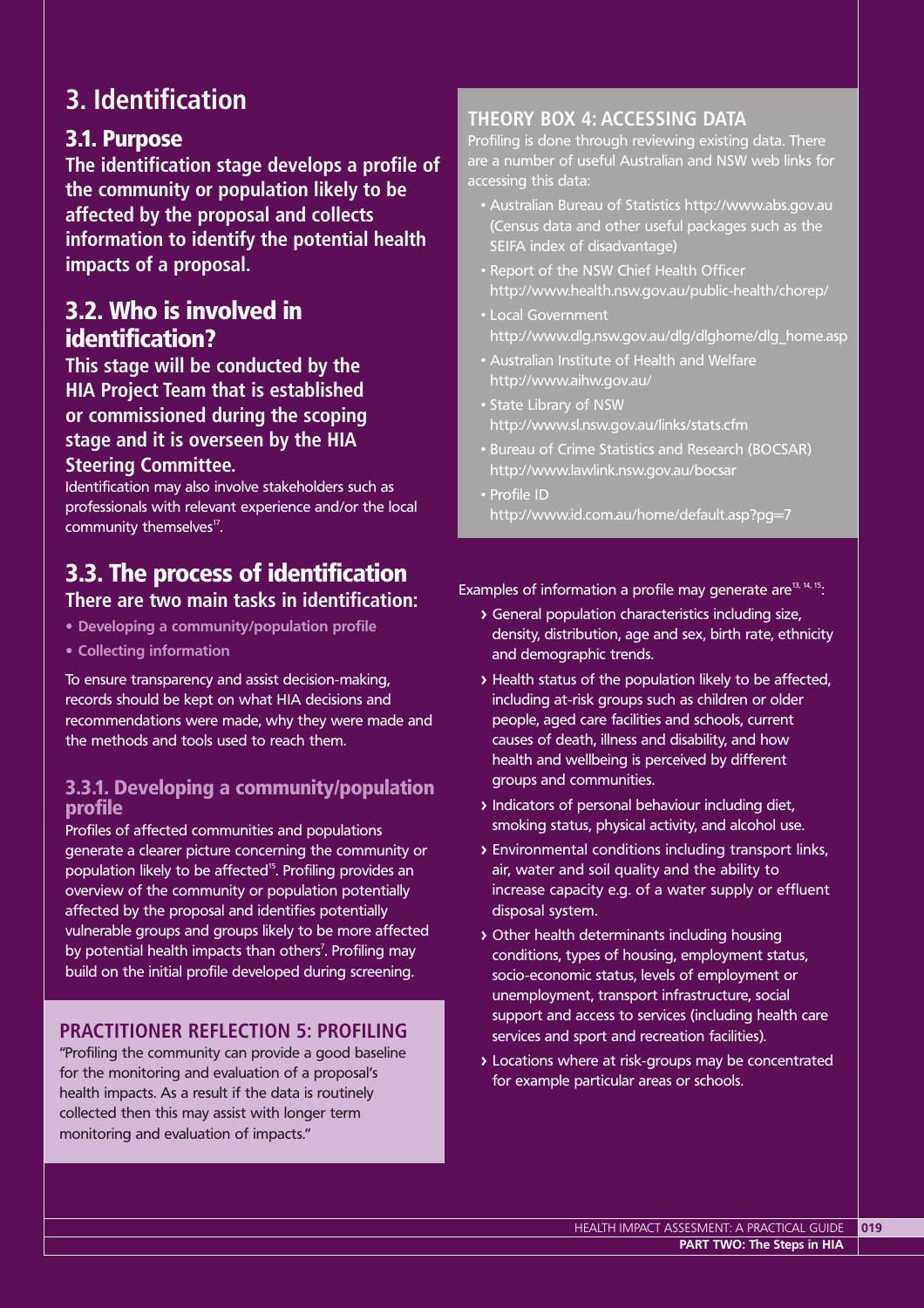# 3. Identification

## 3.1. Purpose

**The identification stage develops a profile of the community or population likely to be affected by the proposal and collects information to identify the potential health impacts of a proposal.**

## 3.2. Who is involved in identification?

**This stage will be conducted by the HIA Project Team that is established or commissioned during the scoping stage and it is overseen by the HIA Steering Committee.**

Identification may also involve stakeholders such as professionals with relevant experience and/or the local community themselves[17].

## 3.3. The process of identification

**There are two main tasks in identification:**

- **Developing a community/population profile**
- **Collecting information**

To ensure transparency and assist decision-making, records should be kept on what HIA decisions and recommendations were made, why they were made and the methods and tools used to reach them.

### 3.3.1. Developing a community/population profile

Profiles of affected communities and populations generate a clearer picture concerning the community or population likely to be affected[15]. Profiling provides an overview of the community or population potentially affected by the proposal and identifies potentially vulnerable groups and groups likely to be more affected by potential health impacts than others[7]. Profiling may build on the initial profile developed during screening.

#### PRACTITIONER REFLECTION 5: PROFILING

"Profiling the community can provide a good baseline for the monitoring and evaluation of a proposal's health impacts. As a result if the data is routinely collected then this may assist with longer term monitoring and evaluation of impacts."

#### THEORY BOX 4: ACCESSING DATA

Profiling is done through reviewing existing data. There are a number of useful Australian and NSW web links for accessing this data:

- Australian Bureau of Statistics http://www.abs.gov.au (Census data and other useful packages such as the SEIFA index of disadvantage)
- Report of the NSW Chief Health Officer http://www.health.nsw.gov.au/public-health/chorep/
- Local Government http://www.dlg.nsw.gov.au/dlg/dlghome/dlg_home.asp
- Australian Institute of Health and Welfare http://www.aihw.gov.au/
- State Library of NSW http://www.sl.nsw.gov.au/links/stats.cfm
- Bureau of Crime Statistics and Research (BOCSAR) http://www.lawlink.nsw.gov.au/bocsar
- Profile ID http://www.id.com.au/home/default.asp?pg=7

Examples of information a profile may generate are[13, 14, 15]:

- General population characteristics including size, density, distribution, age and sex, birth rate, ethnicity and demographic trends.
- Health status of the population likely to be affected, including at-risk groups such as children or older people, aged care facilities and schools, current causes of death, illness and disability, and how health and wellbeing is perceived by different groups and communities.
- Indicators of personal behaviour including diet, smoking status, physical activity, and alcohol use.
- Environmental conditions including transport links, air, water and soil quality and the ability to increase capacity e.g. of a water supply or effluent disposal system.
- Other health determinants including housing conditions, types of housing, employment status, socio-economic status, levels of employment or unemployment, transport infrastructure, social support and access to services (including health care services and sport and recreation facilities).
- Locations where at risk-groups may be concentrated for example particular areas or schools.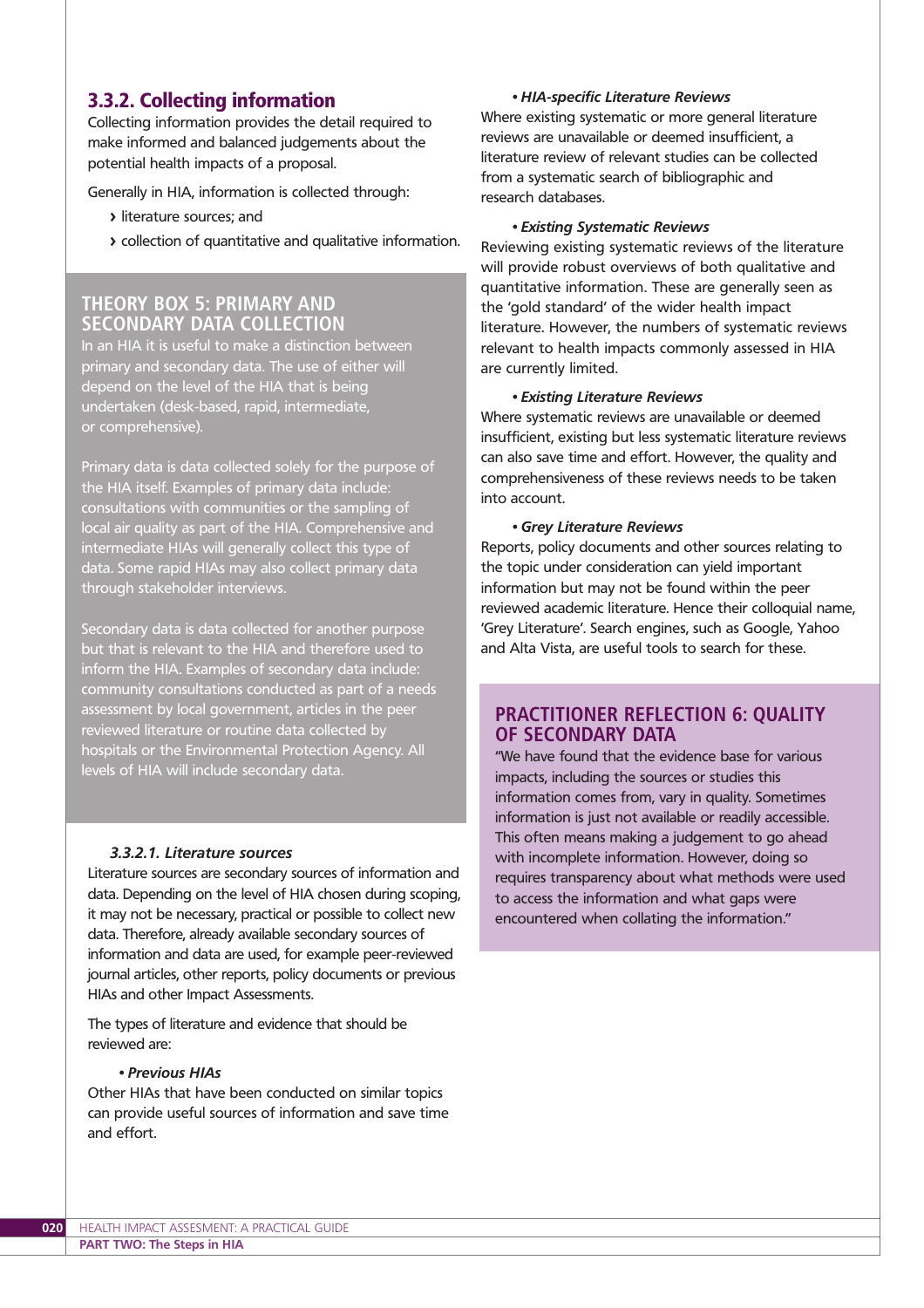### 3.3.2. Collecting information

Collecting information provides the detail required to make informed and balanced judgements about the potential health impacts of a proposal.

Generally in HIA, information is collected through:

- literature sources; and
- collection of quantitative and qualitative information.

> **THEORY BOX 5: PRIMARY AND SECONDARY DATA COLLECTION**
>
> In an HIA it is useful to make a distinction between primary and secondary data. The use of either will depend on the level of the HIA that is being undertaken (desk-based, rapid, intermediate, or comprehensive).
>
> Primary data is data collected solely for the purpose of the HIA itself. Examples of primary data include: consultations with communities or the sampling of local air quality as part of the HIA. Comprehensive and intermediate HIAs will generally collect this type of data. Some rapid HIAs may also collect primary data through stakeholder interviews.
>
> Secondary data is data collected for another purpose but that is relevant to the HIA and therefore used to inform the HIA. Examples of secondary data include: community consultations conducted as part of a needs assessment by local government, articles in the peer reviewed literature or routine data collected by hospitals or the Environmental Protection Agency. All levels of HIA will include secondary data.

#### *3.3.2.1. Literature sources*

Literature sources are secondary sources of information and data. Depending on the level of HIA chosen during scoping, it may not be necessary, practical or possible to collect new data. Therefore, already available secondary sources of information and data are used, for example peer-reviewed journal articles, other reports, policy documents or previous HIAs and other Impact Assessments.

The types of literature and evidence that should be reviewed are:

- ***Previous HIAs***

Other HIAs that have been conducted on similar topics can provide useful sources of information and save time and effort.

- ***HIA-specific Literature Reviews***

Where existing systematic or more general literature reviews are unavailable or deemed insufficient, a literature review of relevant studies can be collected from a systematic search of bibliographic and research databases.

- ***Existing Systematic Reviews***

Reviewing existing systematic reviews of the literature will provide robust overviews of both qualitative and quantitative information. These are generally seen as the 'gold standard' of the wider health impact literature. However, the numbers of systematic reviews relevant to health impacts commonly assessed in HIA are currently limited.

- ***Existing Literature Reviews***

Where systematic reviews are unavailable or deemed insufficient, existing but less systematic literature reviews can also save time and effort. However, the quality and comprehensiveness of these reviews needs to be taken into account.

- ***Grey Literature Reviews***

Reports, policy documents and other sources relating to the topic under consideration can yield important information but may not be found within the peer reviewed academic literature. Hence their colloquial name, 'Grey Literature'. Search engines, such as Google, Yahoo and Alta Vista, are useful tools to search for these.

> **PRACTITIONER REFLECTION 6: QUALITY OF SECONDARY DATA**
>
> "We have found that the evidence base for various impacts, including the sources or studies this information comes from, vary in quality. Sometimes information is just not available or readily accessible. This often means making a judgement to go ahead with incomplete information. However, doing so requires transparency about what methods were used to access the information and what gaps were encountered when collating the information."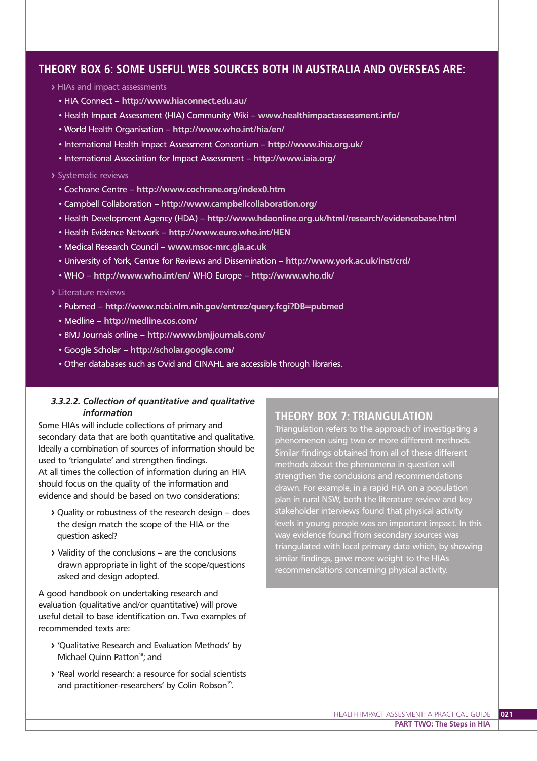## THEORY BOX 6: SOME USEFUL WEB SOURCES BOTH IN AUSTRALIA AND OVERSEAS ARE:

› HIAs and impact assessments

- HIA Connect – **http://www.hiaconnect.edu.au/**
- Health Impact Assessment (HIA) Community Wiki – **www.healthimpactassessment.info/**
- World Health Organisation – **http://www.who.int/hia/en/**
- International Health Impact Assessment Consortium – **http://www.ihia.org.uk/**
- International Association for Impact Assessment – **http://www.iaia.org/**

› Systematic reviews

- Cochrane Centre – **http://www.cochrane.org/index0.htm**
- Campbell Collaboration – **http://www.campbellcollaboration.org/**
- Health Development Agency (HDA) – **http://www.hdaonline.org.uk/html/research/evidencebase.html**
- Health Evidence Network – **http://www.euro.who.int/HEN**
- Medical Research Council – **www.msoc-mrc.gla.ac.uk**
- University of York, Centre for Reviews and Dissemination – **http://www.york.ac.uk/inst/crd/**
- WHO – **http://www.who.int/en/** WHO Europe – **http://www.who.dk/**

› Literature reviews

- Pubmed – **http://www.ncbi.nlm.nih.gov/entrez/query.fcgi?DB=pubmed**
- Medline – **http://medline.cos.com/**
- BMJ Journals online – **http://www.bmjjournals.com/**
- Google Scholar – **http://scholar.google.com/**
- Other databases such as Ovid and CINAHL are accessible through libraries.

#### *3.3.2.2. Collection of quantitative and qualitative information*

Some HIAs will include collections of primary and secondary data that are both quantitative and qualitative. Ideally a combination of sources of information should be used to 'triangulate' and strengthen findings.
At all times the collection of information during an HIA should focus on the quality of the information and evidence and should be based on two considerations:

- Quality or robustness of the research design – does the design match the scope of the HIA or the question asked?
- Validity of the conclusions – are the conclusions drawn appropriate in light of the scope/questions asked and design adopted.

A good handbook on undertaking research and evaluation (qualitative and/or quantitative) will prove useful detail to base identification on. Two examples of recommended texts are:

- 'Qualitative Research and Evaluation Methods' by Michael Quinn Patton[18]; and
- 'Real world research: a resource for social scientists and practitioner-researchers' by Colin Robson[19].

## THEORY BOX 7: TRIANGULATION

Triangulation refers to the approach of investigating a phenomenon using two or more different methods. Similar findings obtained from all of these different methods about the phenomena in question will strengthen the conclusions and recommendations drawn. For example, in a rapid HIA on a population plan in rural NSW, both the literature review and key stakeholder interviews found that physical activity levels in young people was an important impact. In this way evidence found from secondary sources was triangulated with local primary data which, by showing similar findings, gave more weight to the HIAs recommendations concerning physical activity.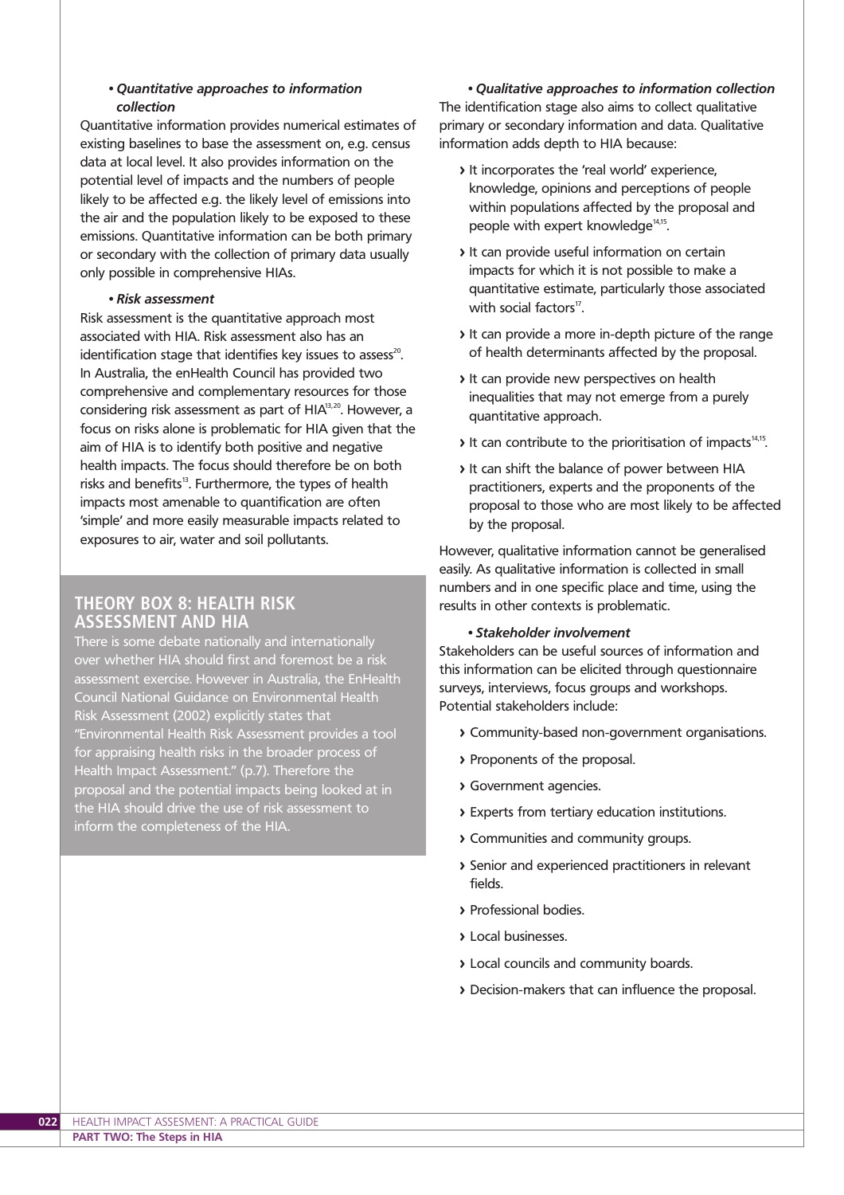- ***Quantitative approaches to information collection***

Quantitative information provides numerical estimates of existing baselines to base the assessment on, e.g. census data at local level. It also provides information on the potential level of impacts and the numbers of people likely to be affected e.g. the likely level of emissions into the air and the population likely to be exposed to these emissions. Quantitative information can be both primary or secondary with the collection of primary data usually only possible in comprehensive HIAs.

- ***Risk assessment***

Risk assessment is the quantitative approach most associated with HIA. Risk assessment also has an identification stage that identifies key issues to assess[20]. In Australia, the enHealth Council has provided two comprehensive and complementary resources for those considering risk assessment as part of HIA[13,20]. However, a focus on risks alone is problematic for HIA given that the aim of HIA is to identify both positive and negative health impacts. The focus should therefore be on both risks and benefits[13]. Furthermore, the types of health impacts most amenable to quantification are often 'simple' and more easily measurable impacts related to exposures to air, water and soil pollutants.

## THEORY BOX 8: HEALTH RISK ASSESSMENT AND HIA

There is some debate nationally and internationally over whether HIA should first and foremost be a risk assessment exercise. However in Australia, the EnHealth Council National Guidance on Environmental Health Risk Assessment (2002) explicitly states that "Environmental Health Risk Assessment provides a tool for appraising health risks in the broader process of Health Impact Assessment." (p.7). Therefore the proposal and the potential impacts being looked at in the HIA should drive the use of risk assessment to inform the completeness of the HIA.

- ***Qualitative approaches to information collection***

The identification stage also aims to collect qualitative primary or secondary information and data. Qualitative information adds depth to HIA because:

- It incorporates the 'real world' experience, knowledge, opinions and perceptions of people within populations affected by the proposal and people with expert knowledge[14,15].
- It can provide useful information on certain impacts for which it is not possible to make a quantitative estimate, particularly those associated with social factors[17].
- It can provide a more in-depth picture of the range of health determinants affected by the proposal.
- It can provide new perspectives on health inequalities that may not emerge from a purely quantitative approach.
- It can contribute to the prioritisation of impacts[14,15].
- It can shift the balance of power between HIA practitioners, experts and the proponents of the proposal to those who are most likely to be affected by the proposal.

However, qualitative information cannot be generalised easily. As qualitative information is collected in small numbers and in one specific place and time, using the results in other contexts is problematic.

- ***Stakeholder involvement***

Stakeholders can be useful sources of information and this information can be elicited through questionnaire surveys, interviews, focus groups and workshops. Potential stakeholders include:

- Community-based non-government organisations.
- Proponents of the proposal.
- Government agencies.
- Experts from tertiary education institutions.
- Communities and community groups.
- Senior and experienced practitioners in relevant fields.
- Professional bodies.
- Local businesses.
- Local councils and community boards.
- Decision-makers that can influence the proposal.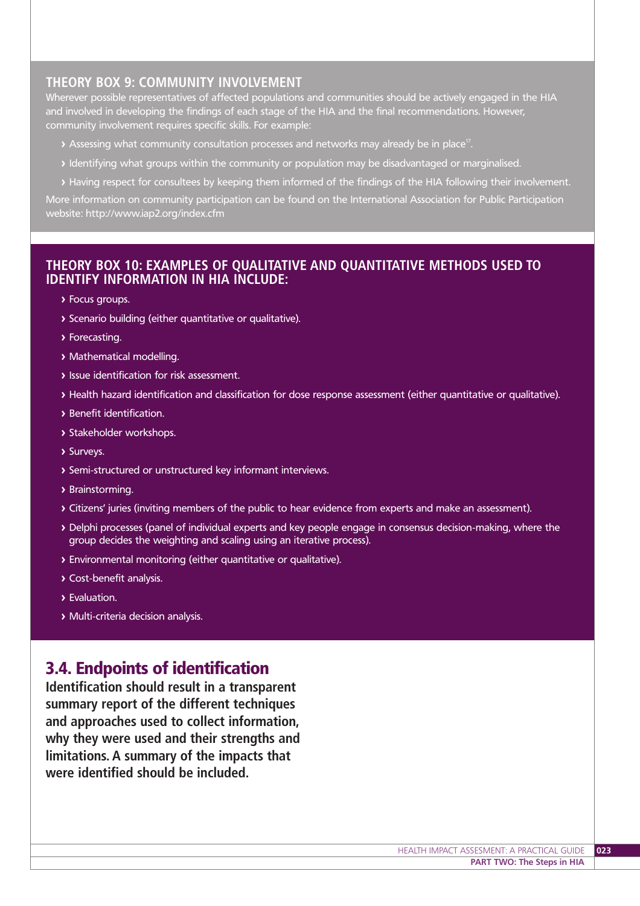### THEORY BOX 9: COMMUNITY INVOLVEMENT

Wherever possible representatives of affected populations and communities should be actively engaged in the HIA and involved in developing the findings of each stage of the HIA and the final recommendations. However, community involvement requires specific skills. For example:

- Assessing what community consultation processes and networks may already be in place[17].
- Identifying what groups within the community or population may be disadvantaged or marginalised.
- Having respect for consultees by keeping them informed of the findings of the HIA following their involvement.

More information on community participation can be found on the International Association for Public Participation website: http://www.iap2.org/index.cfm

### THEORY BOX 10: EXAMPLES OF QUALITATIVE AND QUANTITATIVE METHODS USED TO IDENTIFY INFORMATION IN HIA INCLUDE:

- Focus groups.
- Scenario building (either quantitative or qualitative).
- Forecasting.
- Mathematical modelling.
- Issue identification for risk assessment.
- Health hazard identification and classification for dose response assessment (either quantitative or qualitative).
- Benefit identification.
- Stakeholder workshops.
- Surveys.
- Semi-structured or unstructured key informant interviews.
- Brainstorming.
- Citizens' juries (inviting members of the public to hear evidence from experts and make an assessment).
- Delphi processes (panel of individual experts and key people engage in consensus decision-making, where the group decides the weighting and scaling using an iterative process).
- Environmental monitoring (either quantitative or qualitative).
- Cost-benefit analysis.
- Evaluation.
- Multi-criteria decision analysis.

## 3.4. Endpoints of identification

**Identification should result in a transparent summary report of the different techniques and approaches used to collect information, why they were used and their strengths and limitations. A summary of the impacts that were identified should be included.**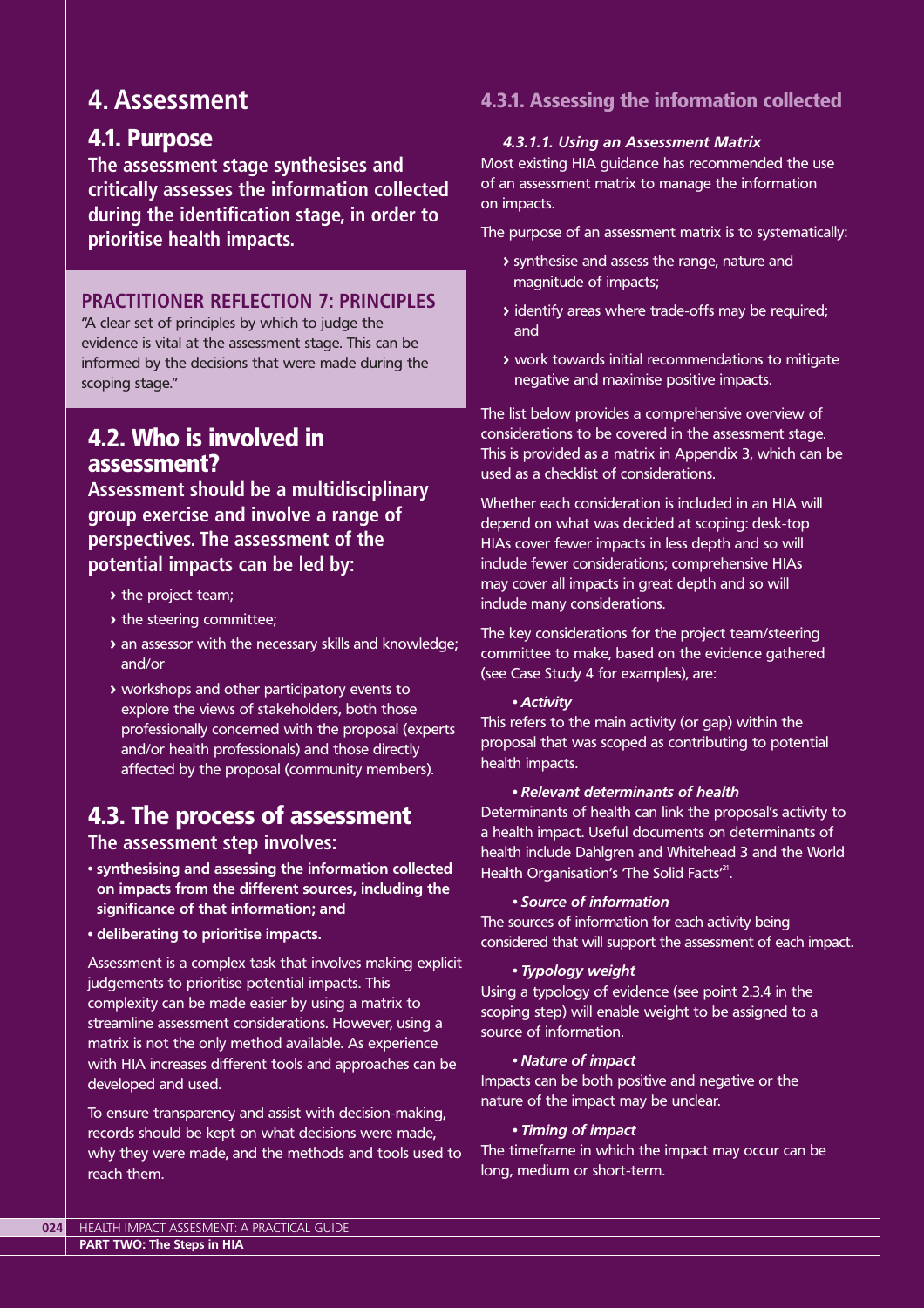# 4. Assessment

## 4.1. Purpose

**The assessment stage synthesises and critically assesses the information collected during the identification stage, in order to prioritise health impacts.**

### PRACTITIONER REFLECTION 7: PRINCIPLES

"A clear set of principles by which to judge the evidence is vital at the assessment stage. This can be informed by the decisions that were made during the scoping stage."

## 4.2. Who is involved in assessment?

**Assessment should be a multidisciplinary group exercise and involve a range of perspectives. The assessment of the potential impacts can be led by:**

- the project team;
- the steering committee;
- an assessor with the necessary skills and knowledge; and/or
- workshops and other participatory events to explore the views of stakeholders, both those professionally concerned with the proposal (experts and/or health professionals) and those directly affected by the proposal (community members).

## 4.3. The process of assessment

**The assessment step involves:**

- **synthesising and assessing the information collected on impacts from the different sources, including the significance of that information; and**
- **deliberating to prioritise impacts.**

Assessment is a complex task that involves making explicit judgements to prioritise potential impacts. This complexity can be made easier by using a matrix to streamline assessment considerations. However, using a matrix is not the only method available. As experience with HIA increases different tools and approaches can be developed and used.

To ensure transparency and assist with decision-making, records should be kept on what decisions were made, why they were made, and the methods and tools used to reach them.

### 4.3.1. Assessing the information collected

#### *4.3.1.1. Using an Assessment Matrix*

Most existing HIA guidance has recommended the use of an assessment matrix to manage the information on impacts.

The purpose of an assessment matrix is to systematically:

- synthesise and assess the range, nature and magnitude of impacts;
- identify areas where trade-offs may be required; and
- work towards initial recommendations to mitigate negative and maximise positive impacts.

The list below provides a comprehensive overview of considerations to be covered in the assessment stage. This is provided as a matrix in Appendix 3, which can be used as a checklist of considerations.

Whether each consideration is included in an HIA will depend on what was decided at scoping: desk-top HIAs cover fewer impacts in less depth and so will include fewer considerations; comprehensive HIAs may cover all impacts in great depth and so will include many considerations.

The key considerations for the project team/steering committee to make, based on the evidence gathered (see Case Study 4 for examples), are:

- ***Activity***

This refers to the main activity (or gap) within the proposal that was scoped as contributing to potential health impacts.

- ***Relevant determinants of health***

Determinants of health can link the proposal's activity to a health impact. Useful documents on determinants of health include Dahlgren and Whitehead 3 and the World Health Organisation's 'The Solid Facts'[21].

- ***Source of information***

The sources of information for each activity being considered that will support the assessment of each impact.

- ***Typology weight***

Using a typology of evidence (see point 2.3.4 in the scoping step) will enable weight to be assigned to a source of information.

- ***Nature of impact***

Impacts can be both positive and negative or the nature of the impact may be unclear.

- ***Timing of impact***

The timeframe in which the impact may occur can be long, medium or short-term.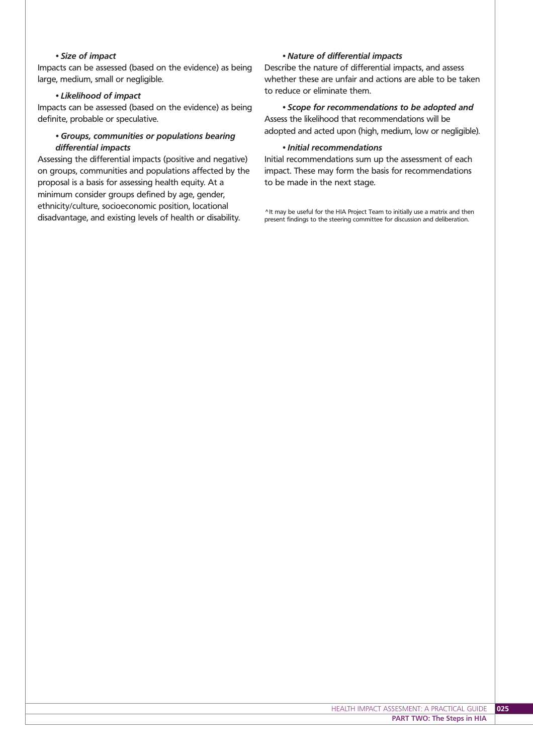- ***Size of impact***

Impacts can be assessed (based on the evidence) as being large, medium, small or negligible.

- ***Likelihood of impact***

Impacts can be assessed (based on the evidence) as being definite, probable or speculative.

- ***Groups, communities or populations bearing differential impacts***

Assessing the differential impacts (positive and negative) on groups, communities and populations affected by the proposal is a basis for assessing health equity. At a minimum consider groups defined by age, gender, ethnicity/culture, socioeconomic position, locational disadvantage, and existing levels of health or disability.

- ***Nature of differential impacts***

Describe the nature of differential impacts, and assess whether these are unfair and actions are able to be taken to reduce or eliminate them.

- ***Scope for recommendations to be adopted and***

Assess the likelihood that recommendations will be adopted and acted upon (high, medium, low or negligible).

- ***Initial recommendations***

Initial recommendations sum up the assessment of each impact. These may form the basis for recommendations to be made in the next stage.

^It may be useful for the HIA Project Team to initially use a matrix and then present findings to the steering committee for discussion and deliberation.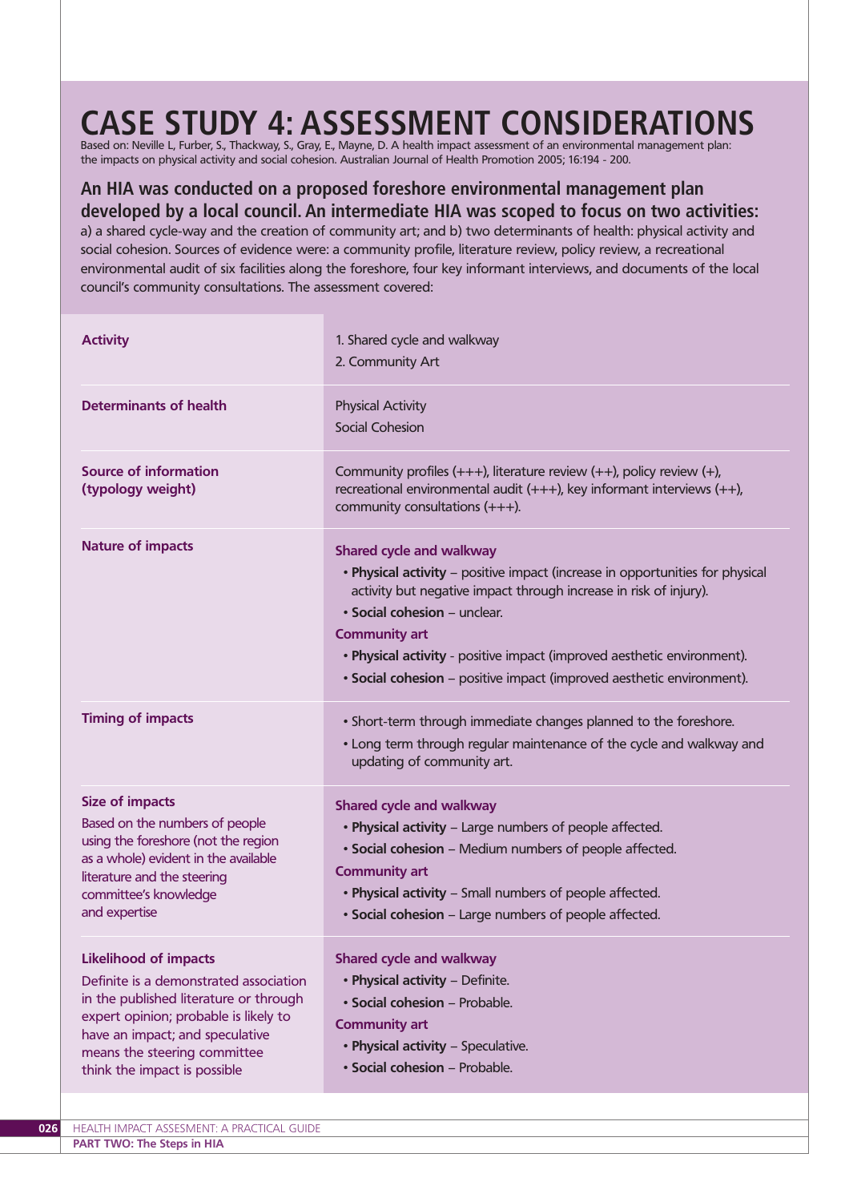# CASE STUDY 4: ASSESSMENT CONSIDERATIONS

Based on: Neville L, Furber, S., Thackway, S., Gray, E., Mayne, D. A health impact assessment of an environmental management plan: the impacts on physical activity and social cohesion. Australian Journal of Health Promotion 2005; 16:194 - 200.

**An HIA was conducted on a proposed foreshore environmental management plan developed by a local council. An intermediate HIA was scoped to focus on two activities:** a) a shared cycle-way and the creation of community art; and b) two determinants of health: physical activity and social cohesion. Sources of evidence were: a community profile, literature review, policy review, a recreational environmental audit of six facilities along the foreshore, four key informant interviews, and documents of the local council's community consultations. The assessment covered:

| | |
|---|---|
| **Activity** | 1. Shared cycle and walkway<br>2. Community Art |
| **Determinants of health** | Physical Activity<br>Social Cohesion |
| **Source of information (typology weight)** | Community profiles (+++), literature review (++), policy review (+), recreational environmental audit (+++), key informant interviews (++), community consultations (+++). |
| **Nature of impacts** | **Shared cycle and walkway**<br>• **Physical activity** – positive impact (increase in opportunities for physical activity but negative impact through increase in risk of injury).<br>• **Social cohesion** – unclear.<br>**Community art**<br>• **Physical activity** - positive impact (improved aesthetic environment).<br>• **Social cohesion** – positive impact (improved aesthetic environment). |
| **Timing of impacts** | • Short-term through immediate changes planned to the foreshore.<br>• Long term through regular maintenance of the cycle and walkway and updating of community art. |
| **Size of impacts**<br>Based on the numbers of people using the foreshore (not the region as a whole) evident in the available literature and the steering committee's knowledge and expertise | **Shared cycle and walkway**<br>• **Physical activity** – Large numbers of people affected.<br>• **Social cohesion** – Medium numbers of people affected.<br>**Community art**<br>• **Physical activity** – Small numbers of people affected.<br>• **Social cohesion** – Large numbers of people affected. |
| **Likelihood of impacts**<br>Definite is a demonstrated association in the published literature or through expert opinion; probable is likely to have an impact; and speculative means the steering committee think the impact is possible | **Shared cycle and walkway**<br>• **Physical activity** – Definite.<br>• **Social cohesion** – Probable.<br>**Community art**<br>• **Physical activity** – Speculative.<br>• **Social cohesion** – Probable. |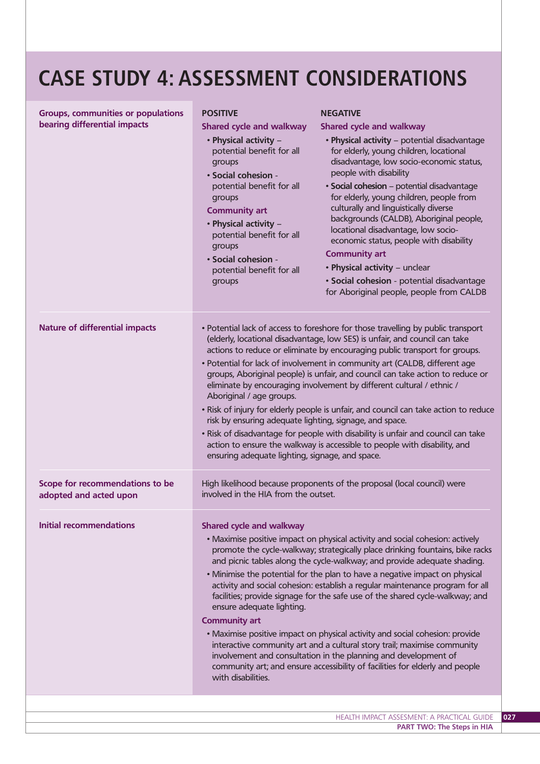# CASE STUDY 4: ASSESSMENT CONSIDERATIONS

## Groups, communities or populations bearing differential impacts

**POSITIVE**

**Shared cycle and walkway**

- **Physical activity** – potential benefit for all groups
- **Social cohesion** - potential benefit for all groups

**Community art**

- **Physical activity** – potential benefit for all groups
- **Social cohesion** - potential benefit for all groups

**NEGATIVE**

**Shared cycle and walkway**

- **Physical activity** – potential disadvantage for elderly, young children, locational disadvantage, low socio-economic status, people with disability
- **Social cohesion** – potential disadvantage for elderly, young children, people from culturally and linguistically diverse backgrounds (CALDB), Aboriginal people, locational disadvantage, low socio-economic status, people with disability

**Community art**

- **Physical activity** – unclear
- **Social cohesion** - potential disadvantage for Aboriginal people, people from CALDB

## Nature of differential impacts

- Potential lack of access to foreshore for those travelling by public transport (elderly, locational disadvantage, low SES) is unfair, and council can take actions to reduce or eliminate by encouraging public transport for groups.
- Potential for lack of involvement in community art (CALDB, different age groups, Aboriginal people) is unfair, and council can take action to reduce or eliminate by encouraging involvement by different cultural / ethnic / Aboriginal / age groups.
- Risk of injury for elderly people is unfair, and council can take action to reduce risk by ensuring adequate lighting, signage, and space.
- Risk of disadvantage for people with disability is unfair and council can take action to ensure the walkway is accessible to people with disability, and ensuring adequate lighting, signage, and space.

## Scope for recommendations to be adopted and acted upon

High likelihood because proponents of the proposal (local council) were involved in the HIA from the outset.

## Initial recommendations

**Shared cycle and walkway**

- Maximise positive impact on physical activity and social cohesion: actively promote the cycle-walkway; strategically place drinking fountains, bike racks and picnic tables along the cycle-walkway; and provide adequate shading.
- Minimise the potential for the plan to have a negative impact on physical activity and social cohesion: establish a regular maintenance program for all facilities; provide signage for the safe use of the shared cycle-walkway; and ensure adequate lighting.

**Community art**

- Maximise positive impact on physical activity and social cohesion: provide interactive community art and a cultural story trail; maximise community involvement and consultation in the planning and development of community art; and ensure accessibility of facilities for elderly and people with disabilities.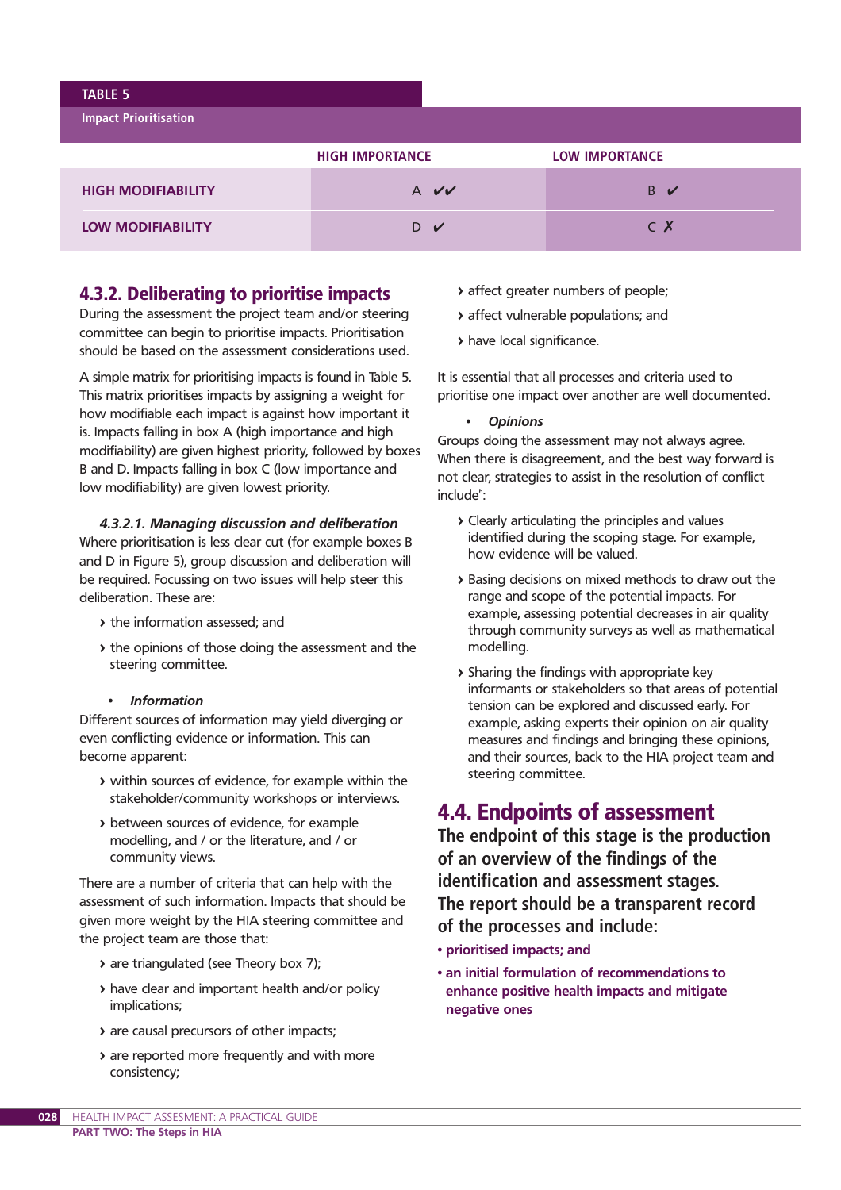**TABLE 5**

**Impact Prioritisation**

| | HIGH IMPORTANCE | LOW IMPORTANCE |
|---|---|---|
| **HIGH MODIFIABILITY** | A ✔✔ | B ✔ |
| **LOW MODIFIABILITY** | D ✔ | C ✗ |

## 4.3.2. Deliberating to prioritise impacts

During the assessment the project team and/or steering committee can begin to prioritise impacts. Prioritisation should be based on the assessment considerations used.

A simple matrix for prioritising impacts is found in Table 5. This matrix prioritises impacts by assigning a weight for how modifiable each impact is against how important it is. Impacts falling in box A (high importance and high modifiability) are given highest priority, followed by boxes B and D. Impacts falling in box C (low importance and low modifiability) are given lowest priority.

### *4.3.2.1. Managing discussion and deliberation*

Where prioritisation is less clear cut (for example boxes B and D in Figure 5), group discussion and deliberation will be required. Focussing on two issues will help steer this deliberation. These are:

- the information assessed; and
- the opinions of those doing the assessment and the steering committee.

- ***Information***

Different sources of information may yield diverging or even conflicting evidence or information. This can become apparent:

- within sources of evidence, for example within the stakeholder/community workshops or interviews.
- between sources of evidence, for example modelling, and / or the literature, and / or community views.

There are a number of criteria that can help with the assessment of such information. Impacts that should be given more weight by the HIA steering committee and the project team are those that:

- are triangulated (see Theory box 7);
- have clear and important health and/or policy implications;
- are causal precursors of other impacts;
- are reported more frequently and with more consistency;
- affect greater numbers of people;
- affect vulnerable populations; and
- have local significance.

It is essential that all processes and criteria used to prioritise one impact over another are well documented.

- ***Opinions***

Groups doing the assessment may not always agree. When there is disagreement, and the best way forward is not clear, strategies to assist in the resolution of conflict include[6]:

- Clearly articulating the principles and values identified during the scoping stage. For example, how evidence will be valued.
- Basing decisions on mixed methods to draw out the range and scope of the potential impacts. For example, assessing potential decreases in air quality through community surveys as well as mathematical modelling.
- Sharing the findings with appropriate key informants or stakeholders so that areas of potential tension can be explored and discussed early. For example, asking experts their opinion on air quality measures and findings and bringing these opinions, and their sources, back to the HIA project team and steering committee.

## 4.4. Endpoints of assessment

**The endpoint of this stage is the production of an overview of the findings of the identification and assessment stages. The report should be a transparent record of the processes and include:**

- **prioritised impacts; and**
- **an initial formulation of recommendations to enhance positive health impacts and mitigate negative ones**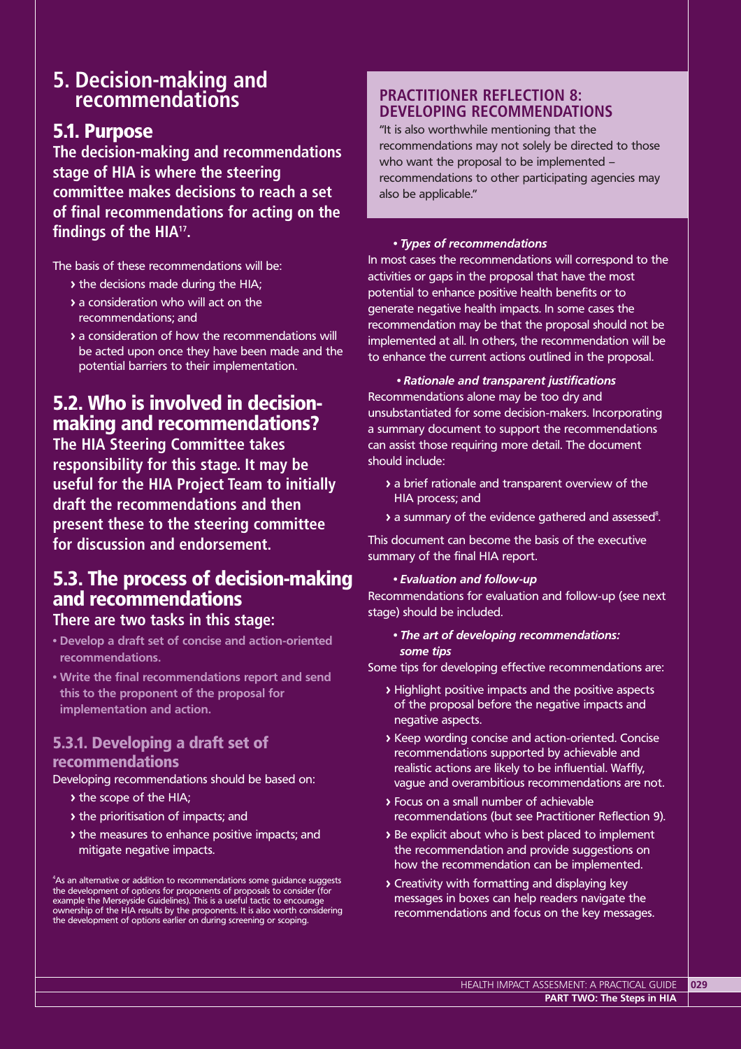# 5. Decision-making and recommendations

## 5.1. Purpose

**The decision-making and recommendations stage of HIA is where the steering committee makes decisions to reach a set of final recommendations for acting on the findings of the HIA[17].**

The basis of these recommendations will be:

- the decisions made during the HIA;
- a consideration who will act on the recommendations; and
- a consideration of how the recommendations will be acted upon once they have been made and the potential barriers to their implementation.

## 5.2. Who is involved in decision-making and recommendations?

**The HIA Steering Committee takes responsibility for this stage. It may be useful for the HIA Project Team to initially draft the recommendations and then present these to the steering committee for discussion and endorsement.**

## 5.3. The process of decision-making and recommendations

**There are two tasks in this stage:**

- **Develop a draft set of concise and action-oriented recommendations.**
- **Write the final recommendations report and send this to the proponent of the proposal for implementation and action.**

### 5.3.1. Developing a draft set of recommendations

Developing recommendations should be based on:

- the scope of the HIA;
- the prioritisation of impacts; and
- the measures to enhance positive impacts; and mitigate negative impacts.

[4]As an alternative or addition to recommendations some guidance suggests the development of options for proponents of proposals to consider (for example the Merseyside Guidelines). This is a useful tactic to encourage ownership of the HIA results by the proponents. It is also worth considering the development of options earlier on during screening or scoping.

> **PRACTITIONER REFLECTION 8: DEVELOPING RECOMMENDATIONS**
>
> "It is also worthwhile mentioning that the recommendations may not solely be directed to those who want the proposal to be implemented – recommendations to other participating agencies may also be applicable."

- ***Types of recommendations***

In most cases the recommendations will correspond to the activities or gaps in the proposal that have the most potential to enhance positive health benefits or to generate negative health impacts. In some cases the recommendation may be that the proposal should not be implemented at all. In others, the recommendation will be to enhance the current actions outlined in the proposal.

- ***Rationale and transparent justifications***

Recommendations alone may be too dry and unsubstantiated for some decision-makers. Incorporating a summary document to support the recommendations can assist those requiring more detail. The document should include:

- a brief rationale and transparent overview of the HIA process; and
- a summary of the evidence gathered and assessed[8].

This document can become the basis of the executive summary of the final HIA report.

- ***Evaluation and follow-up***

Recommendations for evaluation and follow-up (see next stage) should be included.

- ***The art of developing recommendations: some tips***

Some tips for developing effective recommendations are:

- Highlight positive impacts and the positive aspects of the proposal before the negative impacts and negative aspects.
- Keep wording concise and action-oriented. Concise recommendations supported by achievable and realistic actions are likely to be influential. Waffly, vague and overambitious recommendations are not.
- Focus on a small number of achievable recommendations (but see Practitioner Reflection 9).
- Be explicit about who is best placed to implement the recommendation and provide suggestions on how the recommendation can be implemented.
- Creativity with formatting and displaying key messages in boxes can help readers navigate the recommendations and focus on the key messages.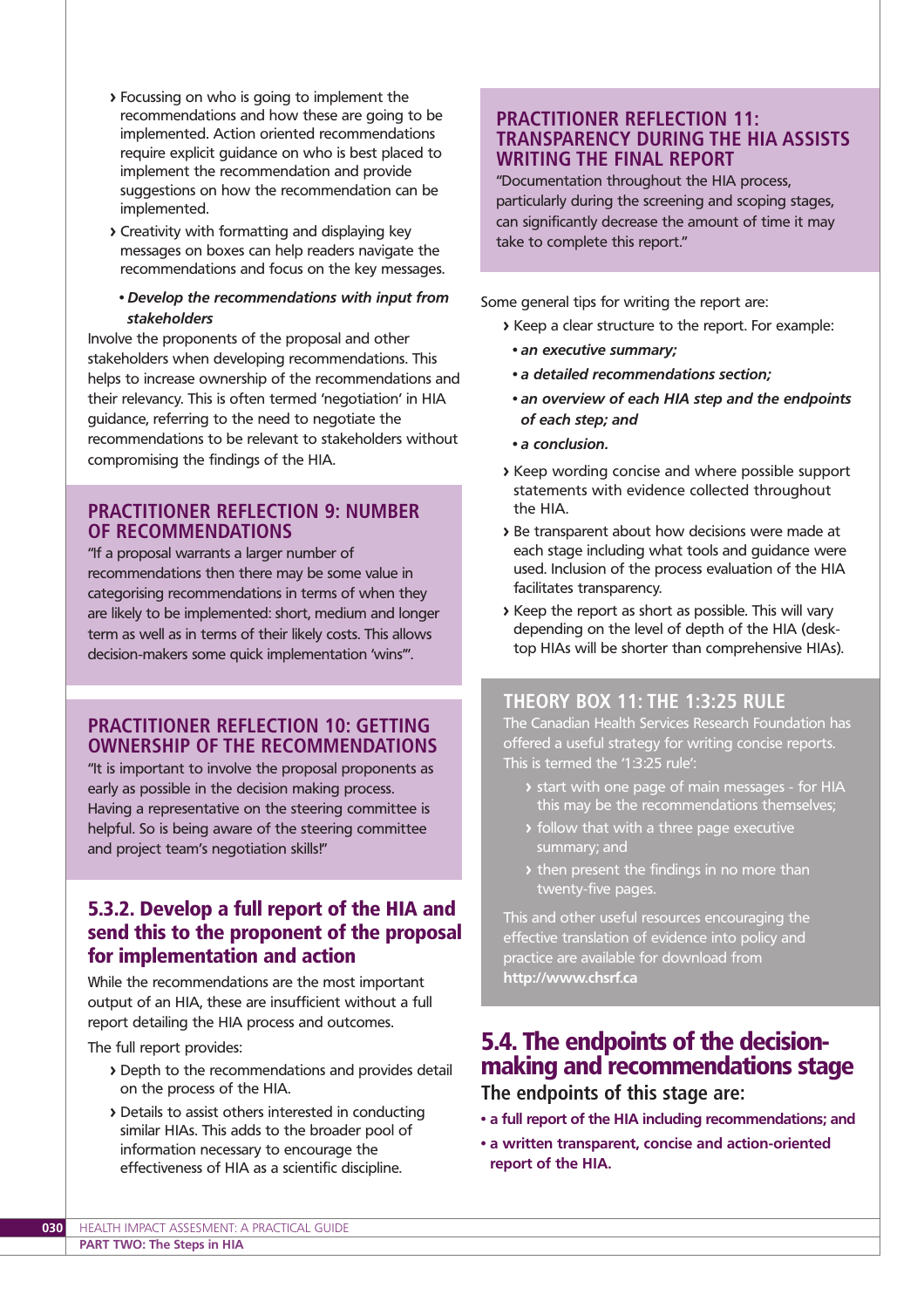- Focussing on who is going to implement the recommendations and how these are going to be implemented. Action oriented recommendations require explicit guidance on who is best placed to implement the recommendation and provide suggestions on how the recommendation can be implemented.
- Creativity with formatting and displaying key messages on boxes can help readers navigate the recommendations and focus on the key messages.

- ***Develop the recommendations with input from stakeholders***

Involve the proponents of the proposal and other stakeholders when developing recommendations. This helps to increase ownership of the recommendations and their relevancy. This is often termed 'negotiation' in HIA guidance, referring to the need to negotiate the recommendations to be relevant to stakeholders without compromising the findings of the HIA.

### PRACTITIONER REFLECTION 9: NUMBER OF RECOMMENDATIONS

"If a proposal warrants a larger number of recommendations then there may be some value in categorising recommendations in terms of when they are likely to be implemented: short, medium and longer term as well as in terms of their likely costs. This allows decision-makers some quick implementation 'wins'".

### PRACTITIONER REFLECTION 10: GETTING OWNERSHIP OF THE RECOMMENDATIONS

"It is important to involve the proposal proponents as early as possible in the decision making process. Having a representative on the steering committee is helpful. So is being aware of the steering committee and project team's negotiation skills!"

### 5.3.2. Develop a full report of the HIA and send this to the proponent of the proposal for implementation and action

While the recommendations are the most important output of an HIA, these are insufficient without a full report detailing the HIA process and outcomes.

The full report provides:

- Depth to the recommendations and provides detail on the process of the HIA.
- Details to assist others interested in conducting similar HIAs. This adds to the broader pool of information necessary to encourage the effectiveness of HIA as a scientific discipline.

### PRACTITIONER REFLECTION 11: TRANSPARENCY DURING THE HIA ASSISTS WRITING THE FINAL REPORT

"Documentation throughout the HIA process, particularly during the screening and scoping stages, can significantly decrease the amount of time it may take to complete this report."

Some general tips for writing the report are:

- Keep a clear structure to the report. For example:
  - ***an executive summary;***
  - ***a detailed recommendations section;***
  - ***an overview of each HIA step and the endpoints of each step; and***
  - ***a conclusion.***
- Keep wording concise and where possible support statements with evidence collected throughout the HIA.
- Be transparent about how decisions were made at each stage including what tools and guidance were used. Inclusion of the process evaluation of the HIA facilitates transparency.
- Keep the report as short as possible. This will vary depending on the level of depth of the HIA (desk-top HIAs will be shorter than comprehensive HIAs).

### THEORY BOX 11: THE 1:3:25 RULE

The Canadian Health Services Research Foundation has offered a useful strategy for writing concise reports. This is termed the '1:3:25 rule':

- start with one page of main messages - for HIA this may be the recommendations themselves;
- follow that with a three page executive summary; and
- then present the findings in no more than twenty-five pages.

This and other useful resources encouraging the effective translation of evidence into policy and practice are available for download from **http://www.chsrf.ca**

## 5.4. The endpoints of the decision-making and recommendations stage

**The endpoints of this stage are:**

- **a full report of the HIA including recommendations; and**
- **a written transparent, concise and action-oriented report of the HIA.**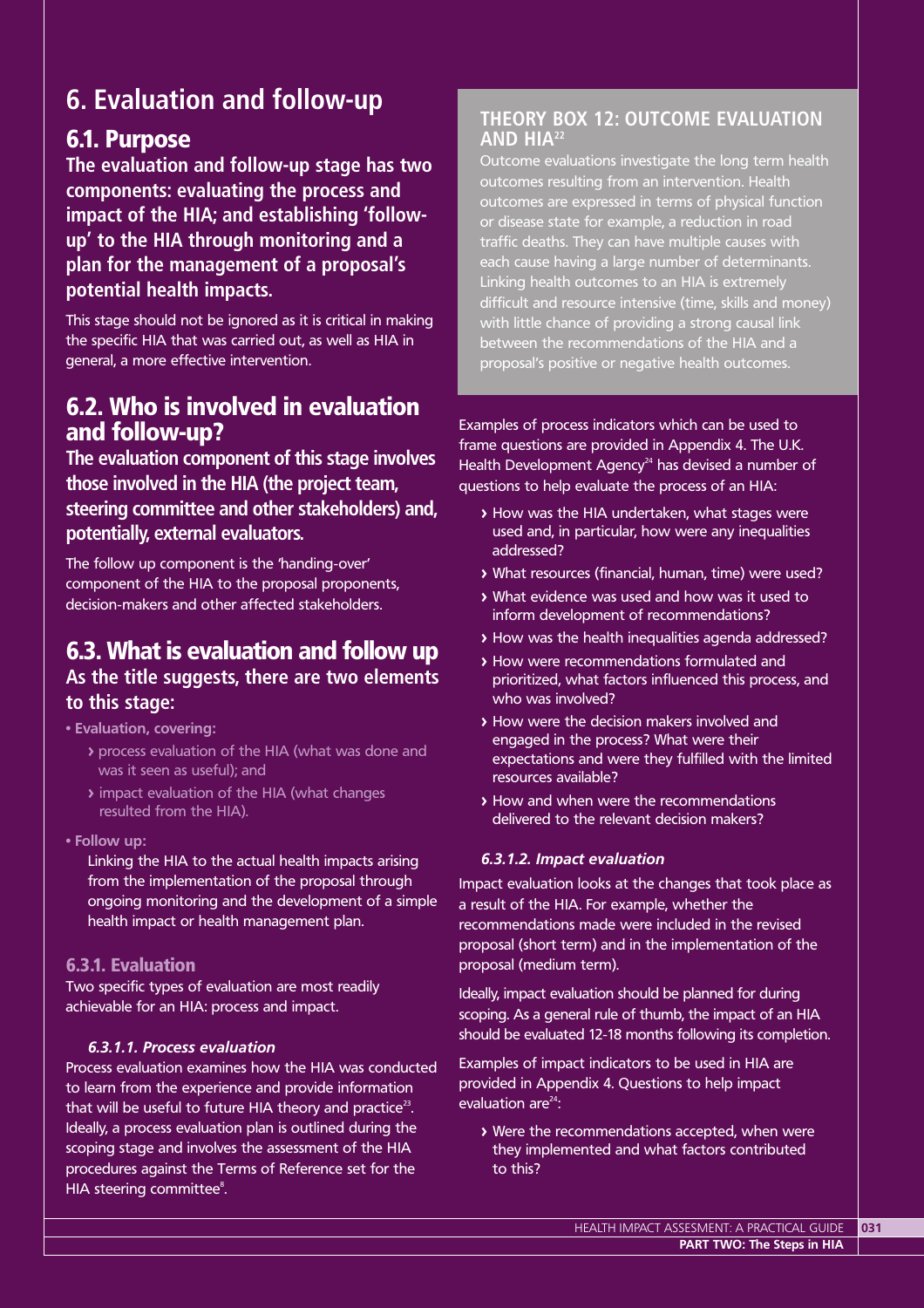# 6. Evaluation and follow-up

## 6.1. Purpose

**The evaluation and follow-up stage has two components: evaluating the process and impact of the HIA; and establishing 'follow-up' to the HIA through monitoring and a plan for the management of a proposal's potential health impacts.**

This stage should not be ignored as it is critical in making the specific HIA that was carried out, as well as HIA in general, a more effective intervention.

## 6.2. Who is involved in evaluation and follow-up?

**The evaluation component of this stage involves those involved in the HIA (the project team, steering committee and other stakeholders) and, potentially, external evaluators.**

The follow up component is the 'handing-over' component of the HIA to the proposal proponents, decision-makers and other affected stakeholders.

## 6.3. What is evaluation and follow up

**As the title suggests, there are two elements to this stage:**

- **Evaluation, covering:**
  - process evaluation of the HIA (what was done and was it seen as useful); and
  - impact evaluation of the HIA (what changes resulted from the HIA).
- **Follow up:**

  Linking the HIA to the actual health impacts arising from the implementation of the proposal through ongoing monitoring and the development of a simple health impact or health management plan.

### 6.3.1. Evaluation

Two specific types of evaluation are most readily achievable for an HIA: process and impact.

#### *6.3.1.1. Process evaluation*

Process evaluation examines how the HIA was conducted to learn from the experience and provide information that will be useful to future HIA theory and practice[23]. Ideally, a process evaluation plan is outlined during the scoping stage and involves the assessment of the HIA procedures against the Terms of Reference set for the HIA steering committee[8].

> **THEORY BOX 12: OUTCOME EVALUATION AND HIA[22]**
>
> Outcome evaluations investigate the long term health outcomes resulting from an intervention. Health outcomes are expressed in terms of physical function or disease state for example, a reduction in road traffic deaths. They can have multiple causes with each cause having a large number of determinants. Linking health outcomes to an HIA is extremely difficult and resource intensive (time, skills and money) with little chance of providing a strong causal link between the recommendations of the HIA and a proposal's positive or negative health outcomes.

Examples of process indicators which can be used to frame questions are provided in Appendix 4. The U.K. Health Development Agency[24] has devised a number of questions to help evaluate the process of an HIA:

- How was the HIA undertaken, what stages were used and, in particular, how were any inequalities addressed?
- What resources (financial, human, time) were used?
- What evidence was used and how was it used to inform development of recommendations?
- How was the health inequalities agenda addressed?
- How were recommendations formulated and prioritized, what factors influenced this process, and who was involved?
- How were the decision makers involved and engaged in the process? What were their expectations and were they fulfilled with the limited resources available?
- How and when were the recommendations delivered to the relevant decision makers?

#### *6.3.1.2. Impact evaluation*

Impact evaluation looks at the changes that took place as a result of the HIA. For example, whether the recommendations made were included in the revised proposal (short term) and in the implementation of the proposal (medium term).

Ideally, impact evaluation should be planned for during scoping. As a general rule of thumb, the impact of an HIA should be evaluated 12-18 months following its completion.

Examples of impact indicators to be used in HIA are provided in Appendix 4. Questions to help impact evaluation are[24]:

- Were the recommendations accepted, when were they implemented and what factors contributed to this?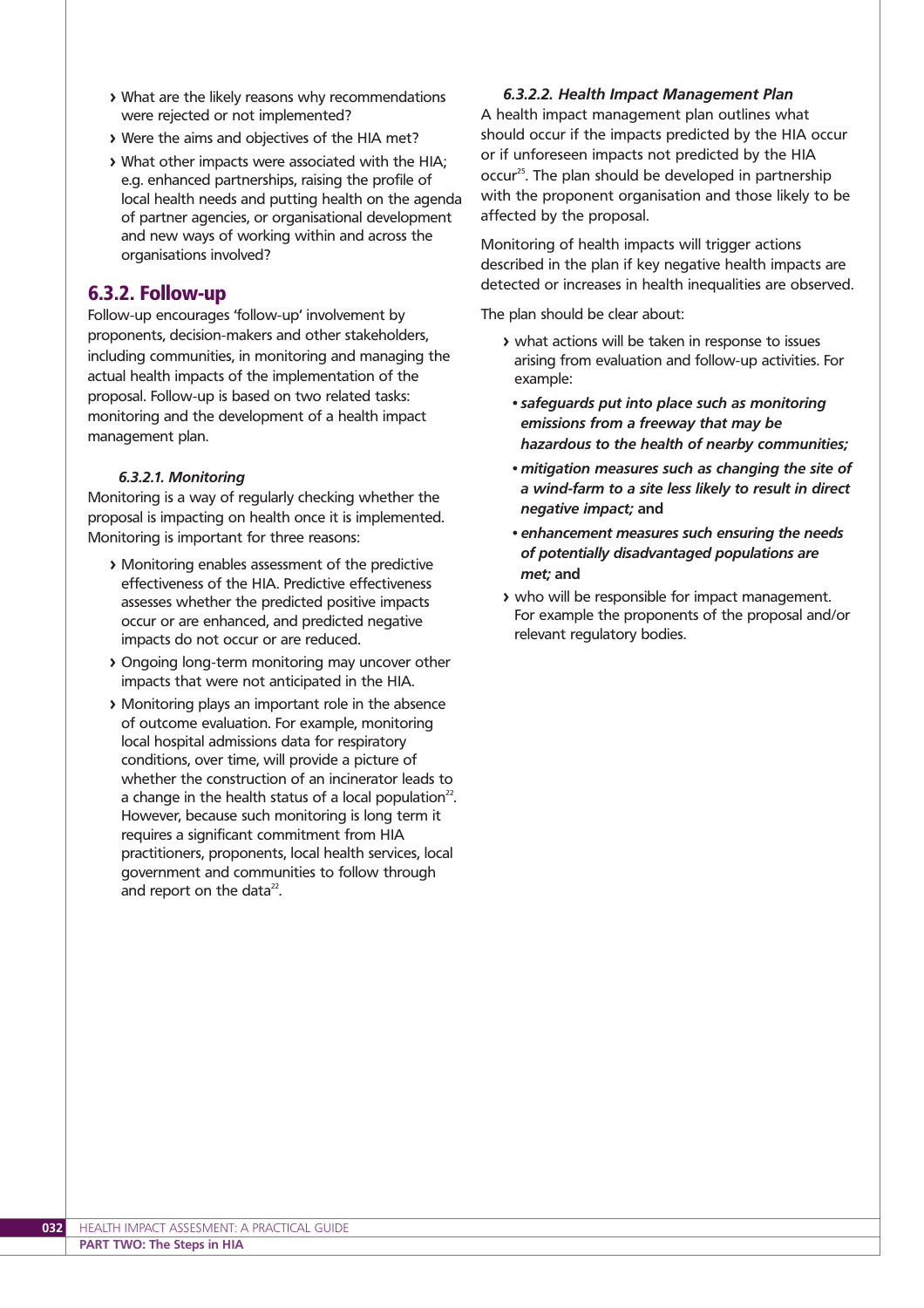- What are the likely reasons why recommendations were rejected or not implemented?
- Were the aims and objectives of the HIA met?
- What other impacts were associated with the HIA; e.g. enhanced partnerships, raising the profile of local health needs and putting health on the agenda of partner agencies, or organisational development and new ways of working within and across the organisations involved?

## 6.3.2. Follow-up

Follow-up encourages 'follow-up' involvement by proponents, decision-makers and other stakeholders, including communities, in monitoring and managing the actual health impacts of the implementation of the proposal. Follow-up is based on two related tasks: monitoring and the development of a health impact management plan.

#### *6.3.2.1. Monitoring*

Monitoring is a way of regularly checking whether the proposal is impacting on health once it is implemented. Monitoring is important for three reasons:

- Monitoring enables assessment of the predictive effectiveness of the HIA. Predictive effectiveness assesses whether the predicted positive impacts occur or are enhanced, and predicted negative impacts do not occur or are reduced.
- Ongoing long-term monitoring may uncover other impacts that were not anticipated in the HIA.
- Monitoring plays an important role in the absence of outcome evaluation. For example, monitoring local hospital admissions data for respiratory conditions, over time, will provide a picture of whether the construction of an incinerator leads to a change in the health status of a local population[22]. However, because such monitoring is long term it requires a significant commitment from HIA practitioners, proponents, local health services, local government and communities to follow through and report on the data[22].

#### *6.3.2.2. Health Impact Management Plan*

A health impact management plan outlines what should occur if the impacts predicted by the HIA occur or if unforeseen impacts not predicted by the HIA occur[25]. The plan should be developed in partnership with the proponent organisation and those likely to be affected by the proposal.

Monitoring of health impacts will trigger actions described in the plan if key negative health impacts are detected or increases in health inequalities are observed.

The plan should be clear about:

- what actions will be taken in response to issues arising from evaluation and follow-up activities. For example:
  - ***safeguards put into place such as monitoring emissions from a freeway that may be hazardous to the health of nearby communities;***
  - ***mitigation measures such as changing the site of a wind-farm to a site less likely to result in direct negative impact;*** **and**
  - ***enhancement measures such ensuring the needs of potentially disadvantaged populations are met;*** **and**
- who will be responsible for impact management. For example the proponents of the proposal and/or relevant regulatory bodies.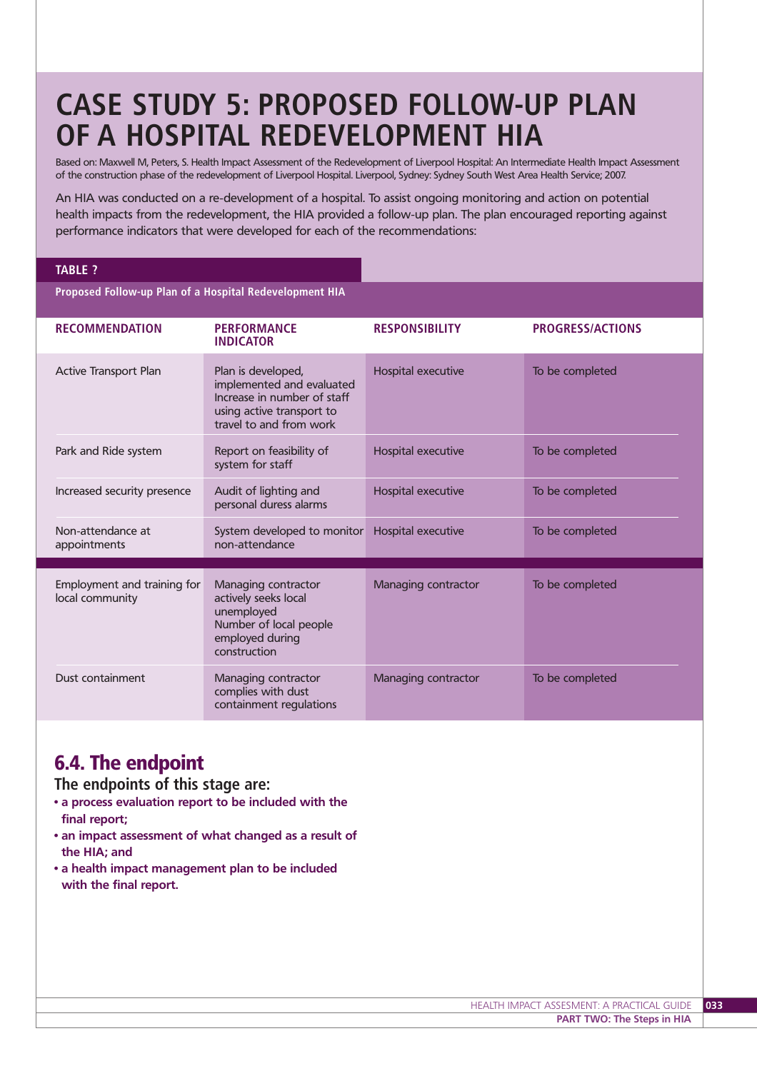# CASE STUDY 5: PROPOSED FOLLOW-UP PLAN OF A HOSPITAL REDEVELOPMENT HIA

Based on: Maxwell M, Peters, S. Health Impact Assessment of the Redevelopment of Liverpool Hospital: An Intermediate Health Impact Assessment of the construction phase of the redevelopment of Liverpool Hospital. Liverpool, Sydney: Sydney South West Area Health Service; 2007.

An HIA was conducted on a re-development of a hospital. To assist ongoing monitoring and action on potential health impacts from the redevelopment, the HIA provided a follow-up plan. The plan encouraged reporting against performance indicators that were developed for each of the recommendations:

**TABLE ?**

**Proposed Follow-up Plan of a Hospital Redevelopment HIA**

| RECOMMENDATION | PERFORMANCE INDICATOR | RESPONSIBILITY | PROGRESS/ACTIONS |
|---|---|---|---|
| Active Transport Plan | Plan is developed, implemented and evaluated<br>Increase in number of staff using active transport to travel to and from work | Hospital executive | To be completed |
| Park and Ride system | Report on feasibility of system for staff | Hospital executive | To be completed |
| Increased security presence | Audit of lighting and personal duress alarms | Hospital executive | To be completed |
| Non-attendance at appointments | System developed to monitor non-attendance | Hospital executive | To be completed |
| Employment and training for local community | Managing contractor actively seeks local unemployed<br>Number of local people employed during construction | Managing contractor | To be completed |
| Dust containment | Managing contractor complies with dust containment regulations | Managing contractor | To be completed |

## 6.4. The endpoint

### The endpoints of this stage are:

- **a process evaluation report to be included with the final report;**
- **an impact assessment of what changed as a result of the HIA; and**
- **a health impact management plan to be included with the final report.**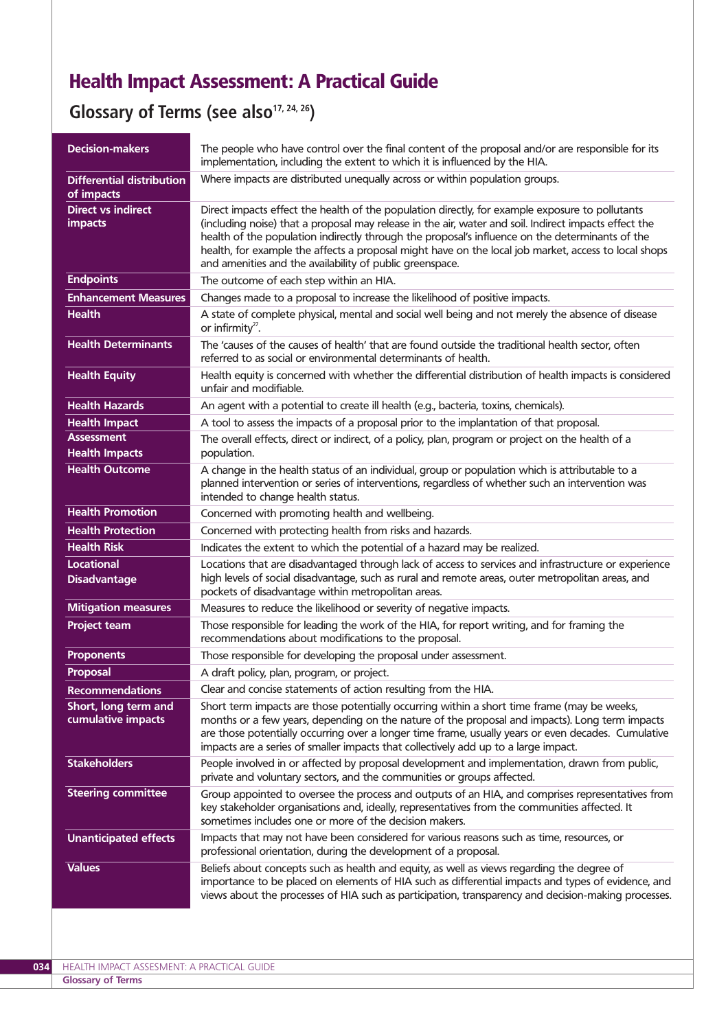# Health Impact Assessment: A Practical Guide

## Glossary of Terms (see also[17, 24, 26])

| Term | Definition |
|---|---|
| **Decision-makers** | The people who have control over the final content of the proposal and/or are responsible for its implementation, including the extent to which it is influenced by the HIA. |
| **Differential distribution of impacts** | Where impacts are distributed unequally across or within population groups. |
| **Direct vs indirect impacts** | Direct impacts effect the health of the population directly, for example exposure to pollutants (including noise) that a proposal may release in the air, water and soil. Indirect impacts effect the health of the population indirectly through the proposal's influence on the determinants of the health, for example the affects a proposal might have on the local job market, access to local shops and amenities and the availability of public greenspace. |
| **Endpoints** | The outcome of each step within an HIA. |
| **Enhancement Measures** | Changes made to a proposal to increase the likelihood of positive impacts. |
| **Health** | A state of complete physical, mental and social well being and not merely the absence of disease or infirmity[27]. |
| **Health Determinants** | The 'causes of the causes of health' that are found outside the traditional health sector, often referred to as social or environmental determinants of health. |
| **Health Equity** | Health equity is concerned with whether the differential distribution of health impacts is considered unfair and modifiable. |
| **Health Hazards** | An agent with a potential to create ill health (e.g., bacteria, toxins, chemicals). |
| **Health Impact Assessment** | A tool to assess the impacts of a proposal prior to the implantation of that proposal. |
| **Health Impacts** | The overall effects, direct or indirect, of a policy, plan, program or project on the health of a population. |
| **Health Outcome** | A change in the health status of an individual, group or population which is attributable to a planned intervention or series of interventions, regardless of whether such an intervention was intended to change health status. |
| **Health Promotion** | Concerned with promoting health and wellbeing. |
| **Health Protection** | Concerned with protecting health from risks and hazards. |
| **Health Risk** | Indicates the extent to which the potential of a hazard may be realized. |
| **Locational Disadvantage** | Locations that are disadvantaged through lack of access to services and infrastructure or experience high levels of social disadvantage, such as rural and remote areas, outer metropolitan areas, and pockets of disadvantage within metropolitan areas. |
| **Mitigation measures** | Measures to reduce the likelihood or severity of negative impacts. |
| **Project team** | Those responsible for leading the work of the HIA, for report writing, and for framing the recommendations about modifications to the proposal. |
| **Proponents** | Those responsible for developing the proposal under assessment. |
| **Proposal** | A draft policy, plan, program, or project. |
| **Recommendations** | Clear and concise statements of action resulting from the HIA. |
| **Short, long term and cumulative impacts** | Short term impacts are those potentially occurring within a short time frame (may be weeks, months or a few years, depending on the nature of the proposal and impacts). Long term impacts are those potentially occurring over a longer time frame, usually years or even decades. Cumulative impacts are a series of smaller impacts that collectively add up to a large impact. |
| **Stakeholders** | People involved in or affected by proposal development and implementation, drawn from public, private and voluntary sectors, and the communities or groups affected. |
| **Steering committee** | Group appointed to oversee the process and outputs of an HIA, and comprises representatives from key stakeholder organisations and, ideally, representatives from the communities affected. It sometimes includes one or more of the decision makers. |
| **Unanticipated effects** | Impacts that may not have been considered for various reasons such as time, resources, or professional orientation, during the development of a proposal. |
| **Values** | Beliefs about concepts such as health and equity, as well as views regarding the degree of importance to be placed on elements of HIA such as differential impacts and types of evidence, and views about the processes of HIA such as participation, transparency and decision-making processes. |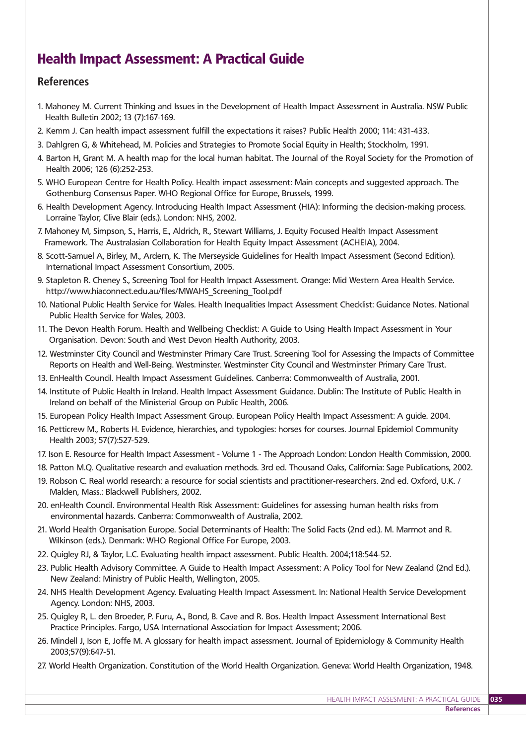# Health Impact Assessment: A Practical Guide

## References

1. Mahoney M. Current Thinking and Issues in the Development of Health Impact Assessment in Australia. NSW Public Health Bulletin 2002; 13 (7):167-169.
2. Kemm J. Can health impact assessment fulfill the expectations it raises? Public Health 2000; 114: 431-433.
3. Dahlgren G, & Whitehead, M. Policies and Strategies to Promote Social Equity in Health; Stockholm, 1991.
4. Barton H, Grant M. A health map for the local human habitat. The Journal of the Royal Society for the Promotion of Health 2006; 126 (6):252-253.
5. WHO European Centre for Health Policy. Health impact assessment: Main concepts and suggested approach. The Gothenburg Consensus Paper. WHO Regional Office for Europe, Brussels, 1999.
6. Health Development Agency. Introducing Health Impact Assessment (HIA): Informing the decision-making process. Lorraine Taylor, Clive Blair (eds.). London: NHS, 2002.
7. Mahoney M, Simpson, S., Harris, E., Aldrich, R., Stewart Williams, J. Equity Focused Health Impact Assessment Framework. The Australasian Collaboration for Health Equity Impact Assessment (ACHEIA), 2004.
8. Scott-Samuel A, Birley, M., Ardern, K. The Merseyside Guidelines for Health Impact Assessment (Second Edition). International Impact Assessment Consortium, 2005.
9. Stapleton R. Cheney S., Screening Tool for Health Impact Assessment. Orange: Mid Western Area Health Service. http://www.hiaconnect.edu.au/files/MWAHS_Screening_Tool.pdf
10. National Public Health Service for Wales. Health Inequalities Impact Assessment Checklist: Guidance Notes. National Public Health Service for Wales, 2003.
11. The Devon Health Forum. Health and Wellbeing Checklist: A Guide to Using Health Impact Assessment in Your Organisation. Devon: South and West Devon Health Authority, 2003.
12. Westminster City Council and Westminster Primary Care Trust. Screening Tool for Assessing the Impacts of Committee Reports on Health and Well-Being. Westminster. Westminster City Council and Westminster Primary Care Trust.
13. EnHealth Council. Health Impact Assessment Guidelines. Canberra: Commonwealth of Australia, 2001.
14. Institute of Public Health in Ireland. Health Impact Assessment Guidance. Dublin: The Institute of Public Health in Ireland on behalf of the Ministerial Group on Public Health, 2006.
15. European Policy Health Impact Assessment Group. European Policy Health Impact Assessment: A guide. 2004.
16. Petticrew M., Roberts H. Evidence, hierarchies, and typologies: horses for courses. Journal Epidemiol Community Health 2003; 57(7):527-529.
17. Ison E. Resource for Health Impact Assessment - Volume 1 - The Approach London: London Health Commission, 2000.
18. Patton M.Q. Qualitative research and evaluation methods. 3rd ed. Thousand Oaks, California: Sage Publications, 2002.
19. Robson C. Real world research: a resource for social scientists and practitioner-researchers. 2nd ed. Oxford, U.K. / Malden, Mass.: Blackwell Publishers, 2002.
20. enHealth Council. Environmental Health Risk Assessment: Guidelines for assessing human health risks from environmental hazards. Canberra: Commonwealth of Australia, 2002.
21. World Health Organisation Europe. Social Determinants of Health: The Solid Facts (2nd ed.). M. Marmot and R. Wilkinson (eds.). Denmark: WHO Regional Office For Europe, 2003.
22. Quigley RJ, & Taylor, L.C. Evaluating health impact assessment. Public Health. 2004;118:544-52.
23. Public Health Advisory Committee. A Guide to Health Impact Assessment: A Policy Tool for New Zealand (2nd Ed.). New Zealand: Ministry of Public Health, Wellington, 2005.
24. NHS Health Development Agency. Evaluating Health Impact Assessment. In: National Health Service Development Agency. London: NHS, 2003.
25. Quigley R, L. den Broeder, P. Furu, A., Bond, B. Cave and R. Bos. Health Impact Assessment International Best Practice Principles. Fargo, USA International Association for Impact Assessment; 2006.
26. Mindell J, Ison E, Joffe M. A glossary for health impact assessment. Journal of Epidemiology & Community Health 2003;57(9):647-51.
27. World Health Organization. Constitution of the World Health Organization. Geneva: World Health Organization, 1948.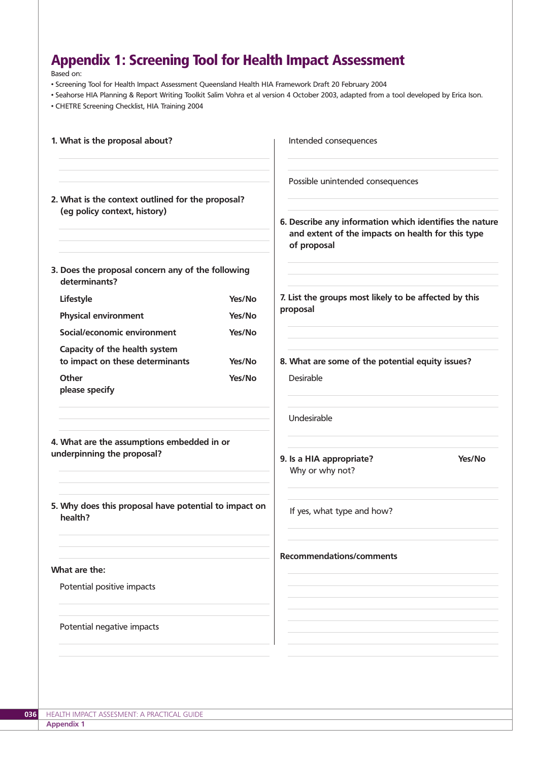# Appendix 1: Screening Tool for Health Impact Assessment

Based on:

- Screening Tool for Health Impact Assessment Queensland Health HIA Framework Draft 20 February 2004
- Seahorse HIA Planning & Report Writing Toolkit Salim Vohra et al version 4 October 2003, adapted from a tool developed by Erica Ison.
- CHETRE Screening Checklist, HIA Training 2004

**1. What is the proposal about?**

**2. What is the context outlined for the proposal? (eg policy context, history)**

**3. Does the proposal concern any of the following determinants?**

| | |
|---|---|
| **Lifestyle** | **Yes/No** |
| **Physical environment** | **Yes/No** |
| **Social/economic environment** | **Yes/No** |
| **Capacity of the health system to impact on these determinants** | **Yes/No** |
| **Other please specify** | **Yes/No** |

**4. What are the assumptions embedded in or underpinning the proposal?**

**5. Why does this proposal have potential to impact on health?**

**What are the:**

Potential positive impacts

Potential negative impacts

Intended consequences

Possible unintended consequences

**6. Describe any information which identifies the nature and extent of the impacts on health for this type of proposal**

**7. List the groups most likely to be affected by this proposal**

**8. What are some of the potential equity issues?**

Desirable

Undesirable

**9. Is a HIA appropriate?** **Yes/No**

Why or why not?

If yes, what type and how?

**Recommendations/comments**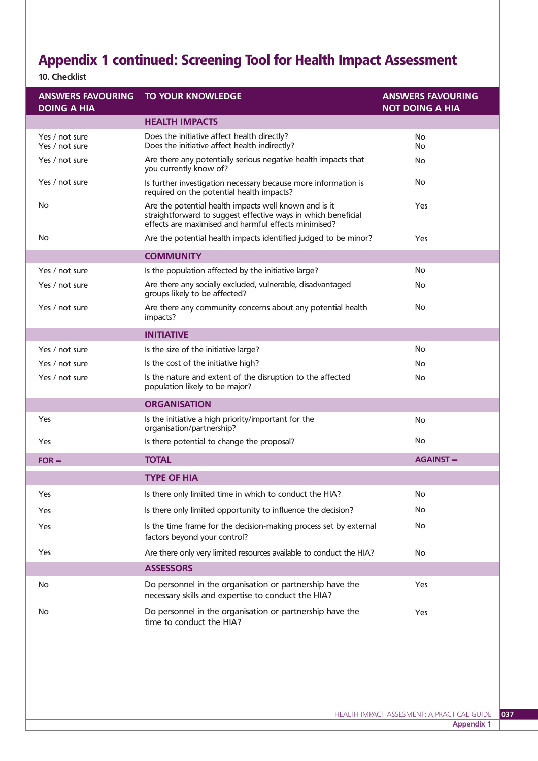# Appendix 1 continued: Screening Tool for Health Impact Assessment

**10. Checklist**

| ANSWERS FAVOURING DOING A HIA | TO YOUR KNOWLEDGE | ANSWERS FAVOURING NOT DOING A HIA |
|---|---|---|
| | **HEALTH IMPACTS** | |
| Yes / not sure | Does the initiative affect health directly? | No |
| Yes / not sure | Does the initiative affect health indirectly? | No |
| Yes / not sure | Are there any potentially serious negative health impacts that you currently know of? | No |
| Yes / not sure | Is further investigation necessary because more information is required on the potential health impacts? | No |
| No | Are the potential health impacts well known and is it straightforward to suggest effective ways in which beneficial effects are maximised and harmful effects minimised? | Yes |
| No | Are the potential health impacts identified judged to be minor? | Yes |
| | **COMMUNITY** | |
| Yes / not sure | Is the population affected by the initiative large? | No |
| Yes / not sure | Are there any socially excluded, vulnerable, disadvantaged groups likely to be affected? | No |
| Yes / not sure | Are there any community concerns about any potential health impacts? | No |
| | **INITIATIVE** | |
| Yes / not sure | Is the size of the initiative large? | No |
| Yes / not sure | Is the cost of the initiative high? | No |
| Yes / not sure | Is the nature and extent of the disruption to the affected population likely to be major? | No |
| | **ORGANISATION** | |
| Yes | Is the initiative a high priority/important for the organisation/partnership? | No |
| Yes | Is there potential to change the proposal? | No |
| **FOR =** | **TOTAL** | **AGAINST =** |
| | **TYPE OF HIA** | |
| Yes | Is there only limited time in which to conduct the HIA? | No |
| Yes | Is there only limited opportunity to influence the decision? | No |
| Yes | Is the time frame for the decision-making process set by external factors beyond your control? | No |
| Yes | Are there only very limited resources available to conduct the HIA? | No |
| | **ASSESSORS** | |
| No | Do personnel in the organisation or partnership have the necessary skills and expertise to conduct the HIA? | Yes |
| No | Do personnel in the organisation or partnership have the time to conduct the HIA? | Yes |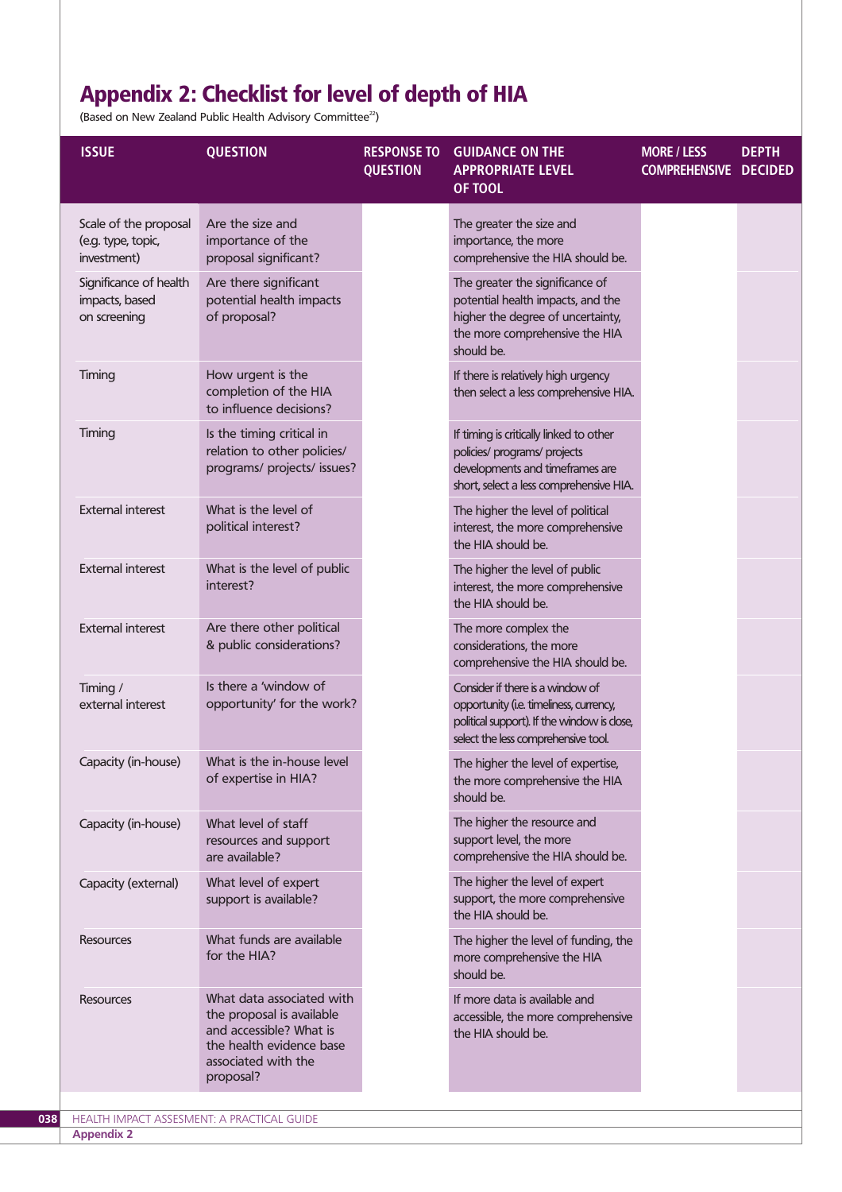# Appendix 2: Checklist for level of depth of HIA

(Based on New Zealand Public Health Advisory Committee[22])

| ISSUE | QUESTION | RESPONSE TO QUESTION | GUIDANCE ON THE APPROPRIATE LEVEL OF TOOL | MORE / LESS COMPREHENSIVE | DEPTH DECIDED |
|---|---|---|---|---|---|
| Scale of the proposal (e.g. type, topic, investment) | Are the size and importance of the proposal significant? | | The greater the size and importance, the more comprehensive the HIA should be. | | |
| Significance of health impacts, based on screening | Are there significant potential health impacts of proposal? | | The greater the significance of potential health impacts, and the higher the degree of uncertainty, the more comprehensive the HIA should be. | | |
| Timing | How urgent is the completion of the HIA to influence decisions? | | If there is relatively high urgency then select a less comprehensive HIA. | | |
| Timing | Is the timing critical in relation to other policies/ programs/ projects/ issues? | | If timing is critically linked to other policies/ programs/ projects developments and timeframes are short, select a less comprehensive HIA. | | |
| External interest | What is the level of political interest? | | The higher the level of political interest, the more comprehensive the HIA should be. | | |
| External interest | What is the level of public interest? | | The higher the level of public interest, the more comprehensive the HIA should be. | | |
| External interest | Are there other political & public considerations? | | The more complex the considerations, the more comprehensive the HIA should be. | | |
| Timing / external interest | Is there a 'window of opportunity' for the work? | | Consider if there is a window of opportunity (i.e. timeliness, currency, political support). If the window is close, select the less comprehensive tool. | | |
| Capacity (in-house) | What is the in-house level of expertise in HIA? | | The higher the level of expertise, the more comprehensive the HIA should be. | | |
| Capacity (in-house) | What level of staff resources and support are available? | | The higher the resource and support level, the more comprehensive the HIA should be. | | |
| Capacity (external) | What level of expert support is available? | | The higher the level of expert support, the more comprehensive the HIA should be. | | |
| Resources | What funds are available for the HIA? | | The higher the level of funding, the more comprehensive the HIA should be. | | |
| Resources | What data associated with the proposal is available and accessible? What is the health evidence base associated with the proposal? | | If more data is available and accessible, the more comprehensive the HIA should be. | | |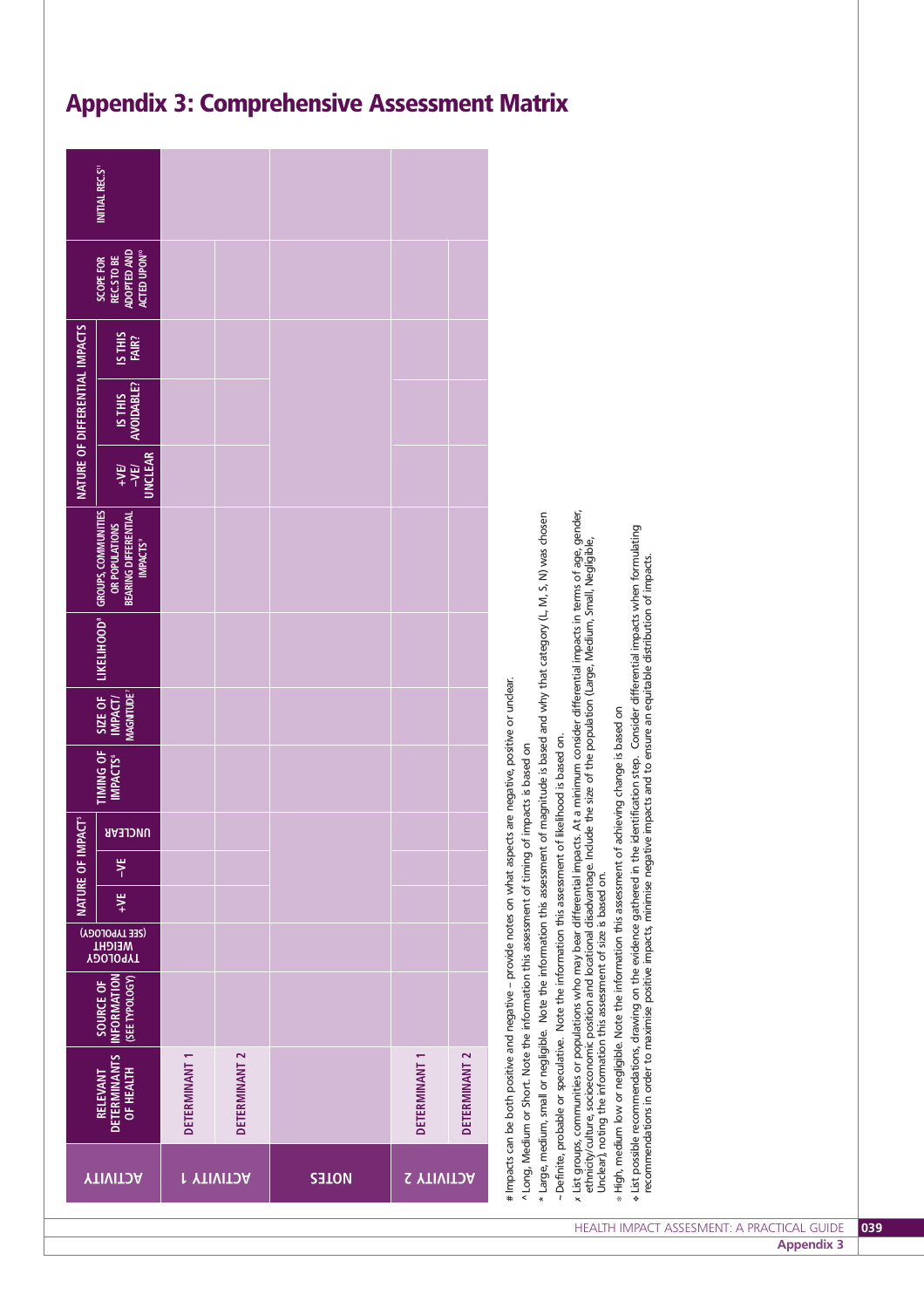# Appendix 3: Comprehensive Assessment Matrix

| ACTIVITY | RELEVANT DETERMINANTS OF HEALTH | SOURCE OF INFORMATION (SEE TYPOLOGY) | TYPOLOGY WEIGHT (SEE TYPOLOGY) | NATURE OF IMPACT[5] | | | TIMING OF IMPACTS[6] | SIZE OF IMPACT/ MAGNITUDE[7] | LIKELIHOOD[8] | GROUPS, COMMUNITIES OR POPULATIONS BEARING DIFFERENTIAL IMPACTS[9] | NATURE OF DIFFERENTIAL IMPACTS | | | SCOPE FOR RECS TO BE ADOPTED AND ACTED UPON[10] | INITIAL RECS[11] |
|---|---|---|---|---|---|---|---|---|---|---|---|---|---|---|---|
| | | | | +VE | –VE | UNCLEAR | | | | | +VE/ –VE/ UNCLEAR | IS THIS AVOIDABLE? | IS THIS FAIR? | | |
| ACTIVITY 1 | DETERMINANT 1 | | | | | | | | | | | | | | |
| | DETERMINANT 2 | | | | | | | | | | | | | | |
| NOTES | | | | | | | | | | | | | | | |
| ACTIVITY 2 | DETERMINANT 1 | | | | | | | | | | | | | | |
| | DETERMINANT 2 | | | | | | | | | | | | | | |

\# Impacts can be both positive and negative – provide notes on what aspects are negative, positive or unclear.

^ Long, Medium or Short. Note the information this assessment of timing of impacts is based on

\* Large, medium, small or negligible. Note the information this assessment of magnitude is based and why that category (L, M, S, N) was chosen

~ Definite, probable or speculative. Note the information this assessment of likelihood is based on.

χ List groups, communities or populations who may bear differential impacts. At a minimum consider differential impacts in terms of age, gender, ethnicity/culture, socioeconomic position and locational disadvantage. Include the size of the population (Large, Medium, Small, Negligible, Unclear), noting the information this assessment of size is based on.

∘ High, medium low or negligible. Note the information this assessment of achieving change is based on

❖ List possible recommendations, drawing on the evidence gathered in the identification step. Consider differential impacts when formulating recommendations in order to maximise positive impacts, minimise negative impacts and to ensure an equitable distribution of impacts.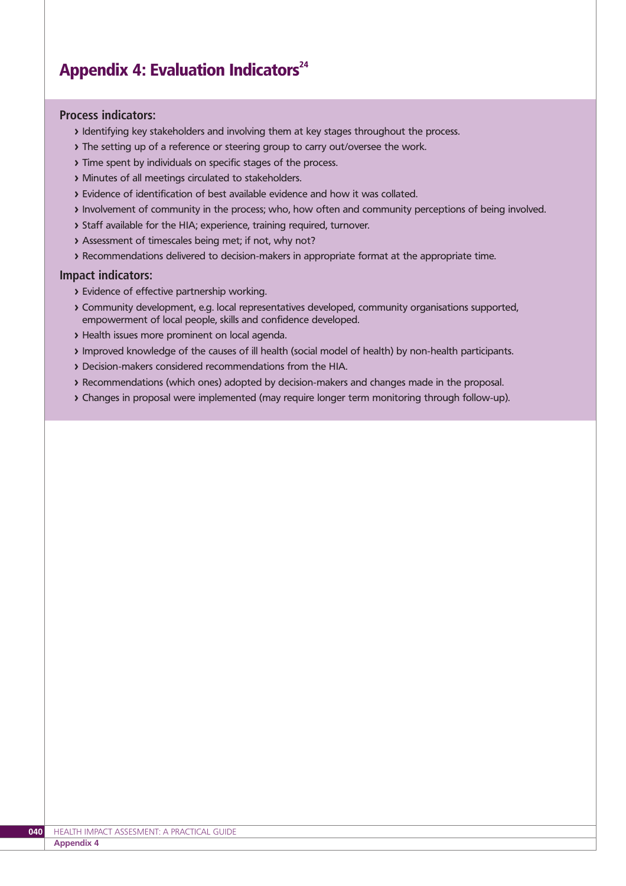# Appendix 4: Evaluation Indicators[24]

**Process indicators:**

- Identifying key stakeholders and involving them at key stages throughout the process.
- The setting up of a reference or steering group to carry out/oversee the work.
- Time spent by individuals on specific stages of the process.
- Minutes of all meetings circulated to stakeholders.
- Evidence of identification of best available evidence and how it was collated.
- Involvement of community in the process; who, how often and community perceptions of being involved.
- Staff available for the HIA; experience, training required, turnover.
- Assessment of timescales being met; if not, why not?
- Recommendations delivered to decision-makers in appropriate format at the appropriate time.

**Impact indicators:**

- Evidence of effective partnership working.
- Community development, e.g. local representatives developed, community organisations supported, empowerment of local people, skills and confidence developed.
- Health issues more prominent on local agenda.
- Improved knowledge of the causes of ill health (social model of health) by non-health participants.
- Decision-makers considered recommendations from the HIA.
- Recommendations (which ones) adopted by decision-makers and changes made in the proposal.
- Changes in proposal were implemented (may require longer term monitoring through follow-up).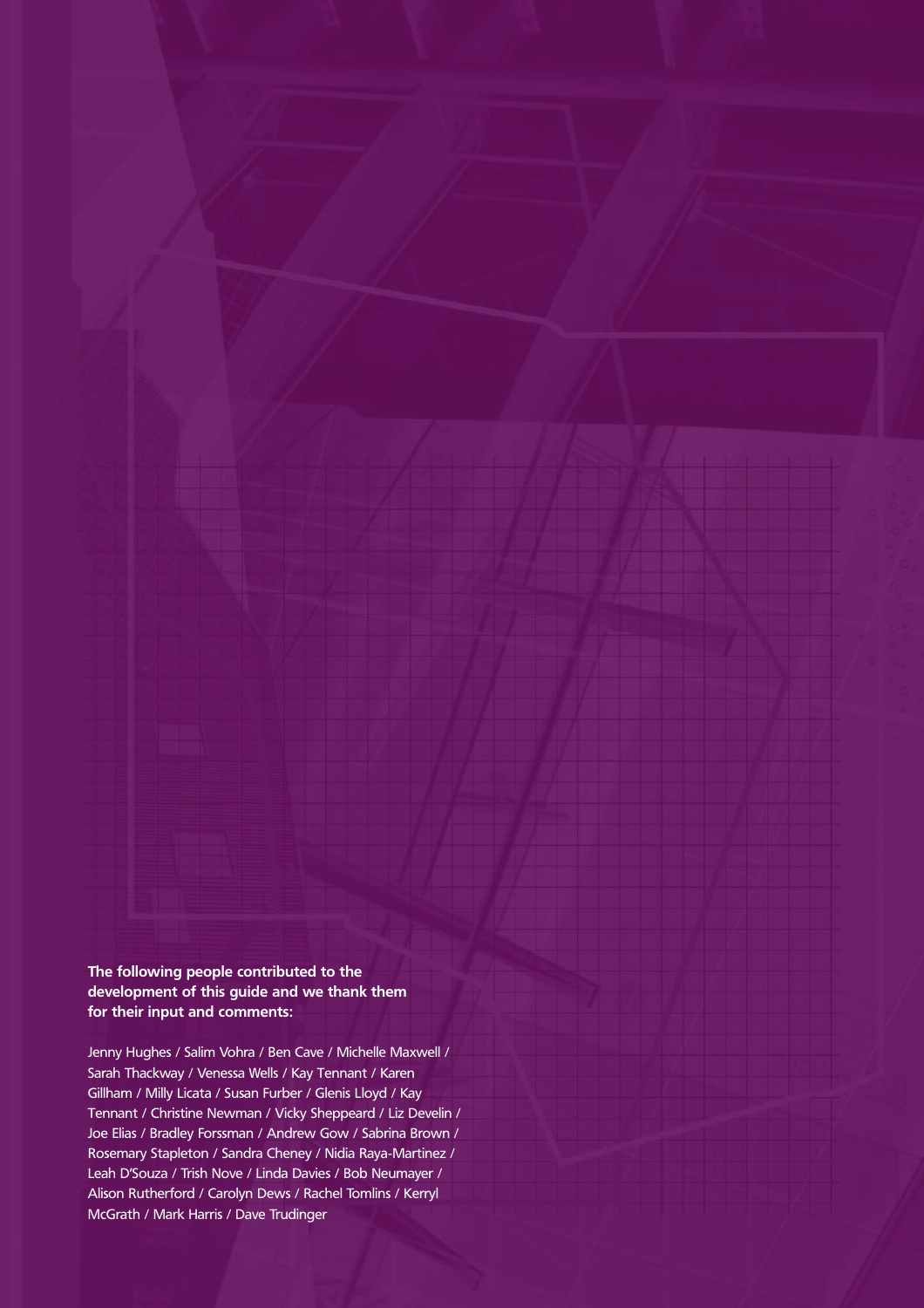**The following people contributed to the development of this guide and we thank them for their input and comments:**

Jenny Hughes / Salim Vohra / Ben Cave / Michelle Maxwell / Sarah Thackway / Venessa Wells / Kay Tennant / Karen Gillham / Milly Licata / Susan Furber / Glenis Lloyd / Kay Tennant / Christine Newman / Vicky Sheppeard / Liz Develin / Joe Elias / Bradley Forssman / Andrew Gow / Sabrina Brown / Rosemary Stapleton / Sandra Cheney / Nidia Raya-Martinez / Leah D'Souza / Trish Nove / Linda Davies / Bob Neumayer / Alison Rutherford / Carolyn Dews / Rachel Tomlins / Kerryl McGrath / Mark Harris / Dave Trudinger